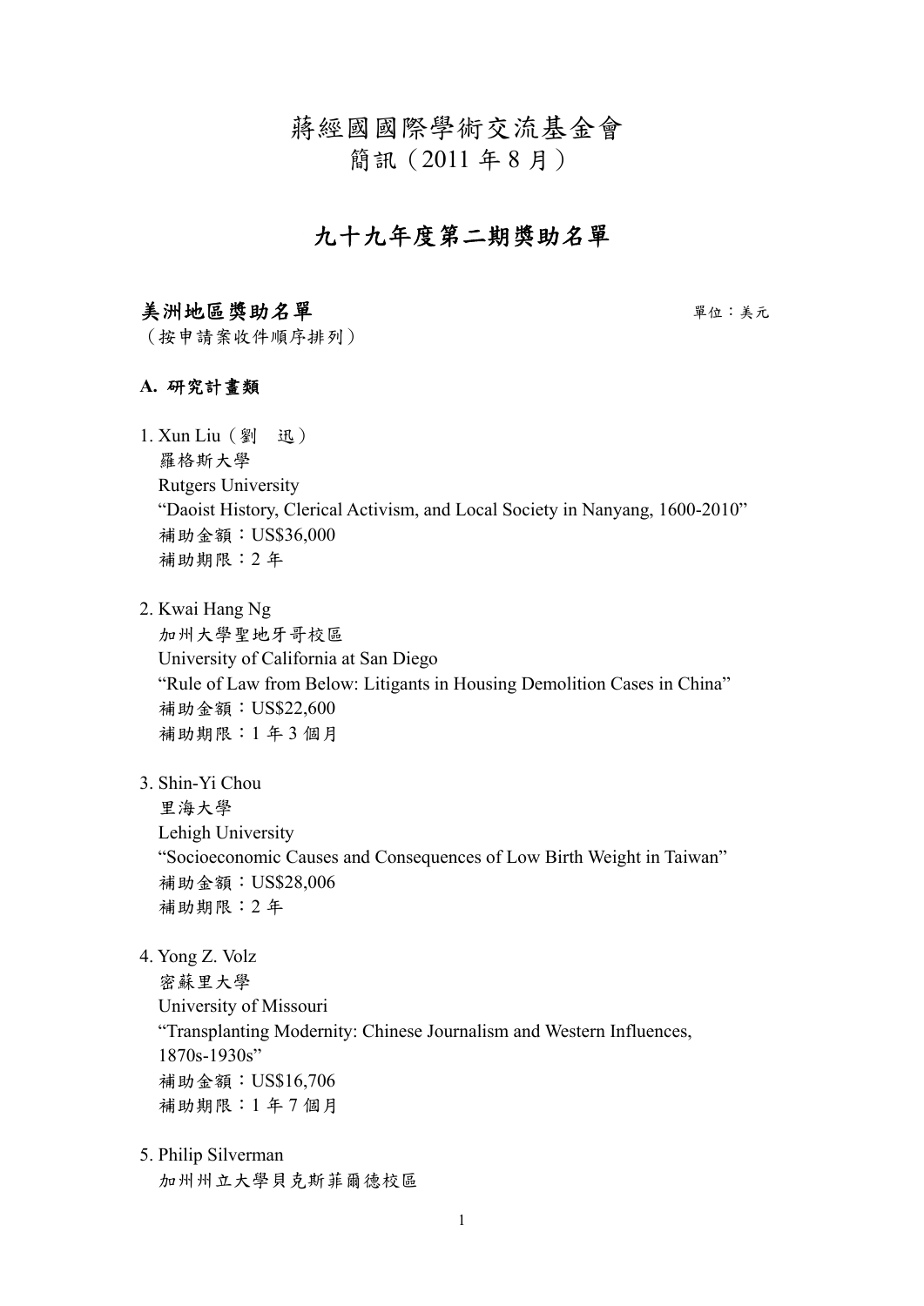# 蔣經國國際學術交流基金會

簡訊（2011 年 8 月）

## 九十九年度第二期獎助名單

### 美洲地區獎助名單

單位：美元

（按申請案收件順序排列）

**A. 研究計畫類**

1. Xun Liu（劉　迅）
   羅格斯大學
   Rutgers University
   “Daoist History, Clerical Activism, and Local Society in Nanyang, 1600-2010”
   補助金額：US$36,000
   補助期限：2 年

2. Kwai Hang Ng
   加州大學聖地牙哥校區
   University of California at San Diego
   “Rule of Law from Below: Litigants in Housing Demolition Cases in China”
   補助金額：US$22,600
   補助期限：1 年 3 個月

3. Shin-Yi Chou
   里海大學
   Lehigh University
   “Socioeconomic Causes and Consequences of Low Birth Weight in Taiwan”
   補助金額：US$28,006
   補助期限：2 年

4. Yong Z. Volz
   密蘇里大學
   University of Missouri
   “Transplanting Modernity: Chinese Journalism and Western Influences, 1870s-1930s”
   補助金額：US$16,706
   補助期限：1 年 7 個月

5. Philip Silverman
   加州州立大學貝克斯菲爾德校區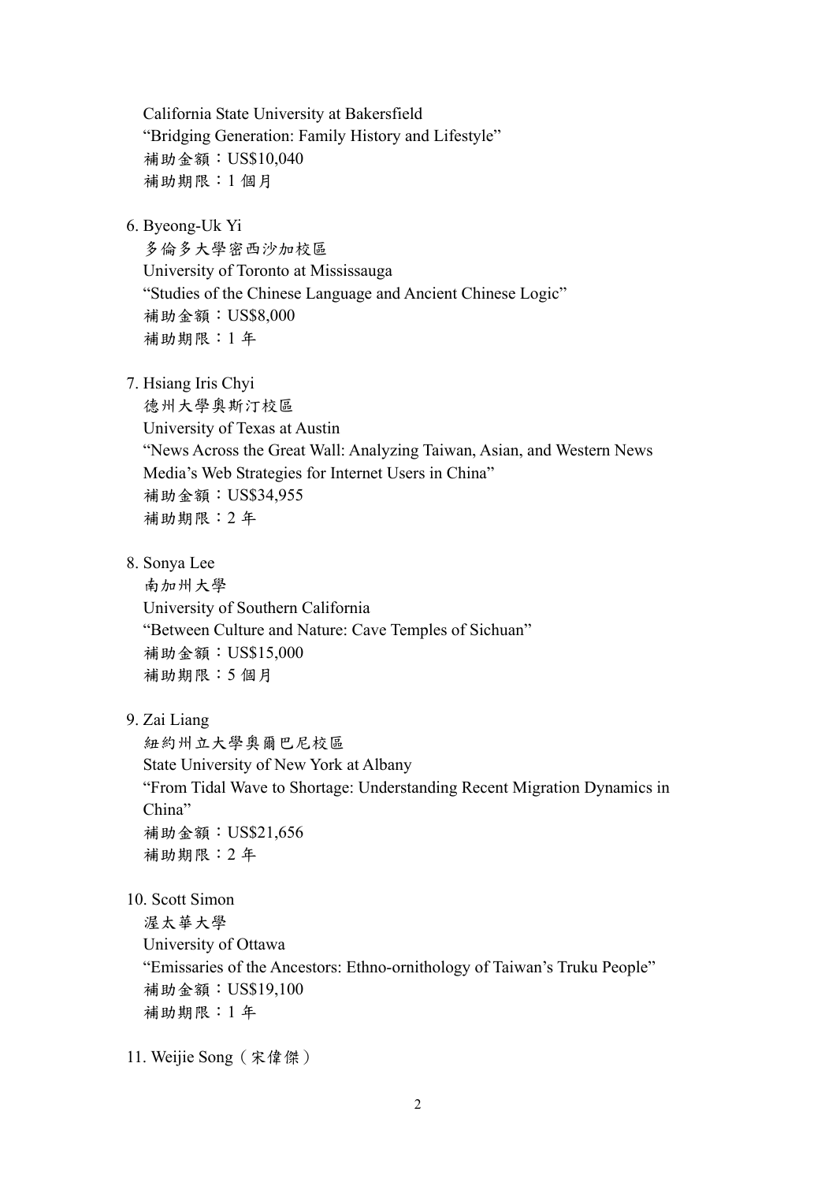California State University at Bakersfield
"Bridging Generation: Family History and Lifestyle"
補助金額：US$10,040
補助期限：1 個月

6. Byeong-Uk Yi
   多倫多大學密西沙加校區
   University of Toronto at Mississauga
   "Studies of the Chinese Language and Ancient Chinese Logic"
   補助金額：US$8,000
   補助期限：1 年

7. Hsiang Iris Chyi
   德州大學奧斯汀校區
   University of Texas at Austin
   "News Across the Great Wall: Analyzing Taiwan, Asian, and Western News Media's Web Strategies for Internet Users in China"
   補助金額：US$34,955
   補助期限：2 年

8. Sonya Lee
   南加州大學
   University of Southern California
   "Between Culture and Nature: Cave Temples of Sichuan"
   補助金額：US$15,000
   補助期限：5 個月

9. Zai Liang
   紐約州立大學奧爾巴尼校區
   State University of New York at Albany
   "From Tidal Wave to Shortage: Understanding Recent Migration Dynamics in China"
   補助金額：US$21,656
   補助期限：2 年

10. Scott Simon
    渥太華大學
    University of Ottawa
    "Emissaries of the Ancestors: Ethno-ornithology of Taiwan's Truku People"
    補助金額：US$19,100
    補助期限：1 年

11. Weijie Song（宋偉傑）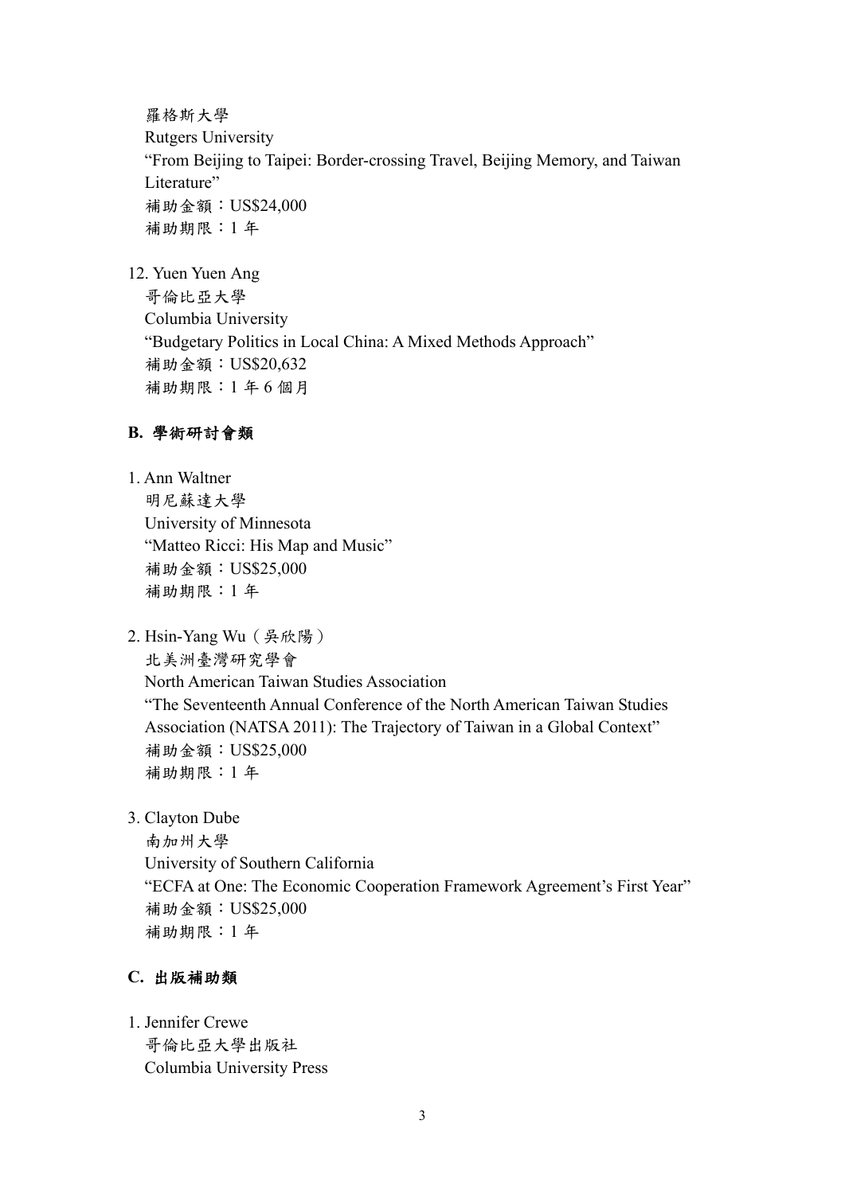羅格斯大學
Rutgers University
“From Beijing to Taipei: Border-crossing Travel, Beijing Memory, and Taiwan Literature”
補助金額：US$24,000
補助期限：1 年

12. Yuen Yuen Ang
哥倫比亞大學
Columbia University
“Budgetary Politics in Local China: A Mixed Methods Approach”
補助金額：US$20,632
補助期限：1 年 6 個月

## B. 學術研討會類

1. Ann Waltner
明尼蘇達大學
University of Minnesota
“Matteo Ricci: His Map and Music”
補助金額：US$25,000
補助期限：1 年

2. Hsin-Yang Wu（吳欣陽）
北美洲臺灣研究學會
North American Taiwan Studies Association
“The Seventeenth Annual Conference of the North American Taiwan Studies Association (NATSA 2011): The Trajectory of Taiwan in a Global Context”
補助金額：US$25,000
補助期限：1 年

3. Clayton Dube
南加州大學
University of Southern California
“ECFA at One: The Economic Cooperation Framework Agreement’s First Year”
補助金額：US$25,000
補助期限：1 年

## C. 出版補助類

1. Jennifer Crewe
哥倫比亞大學出版社
Columbia University Press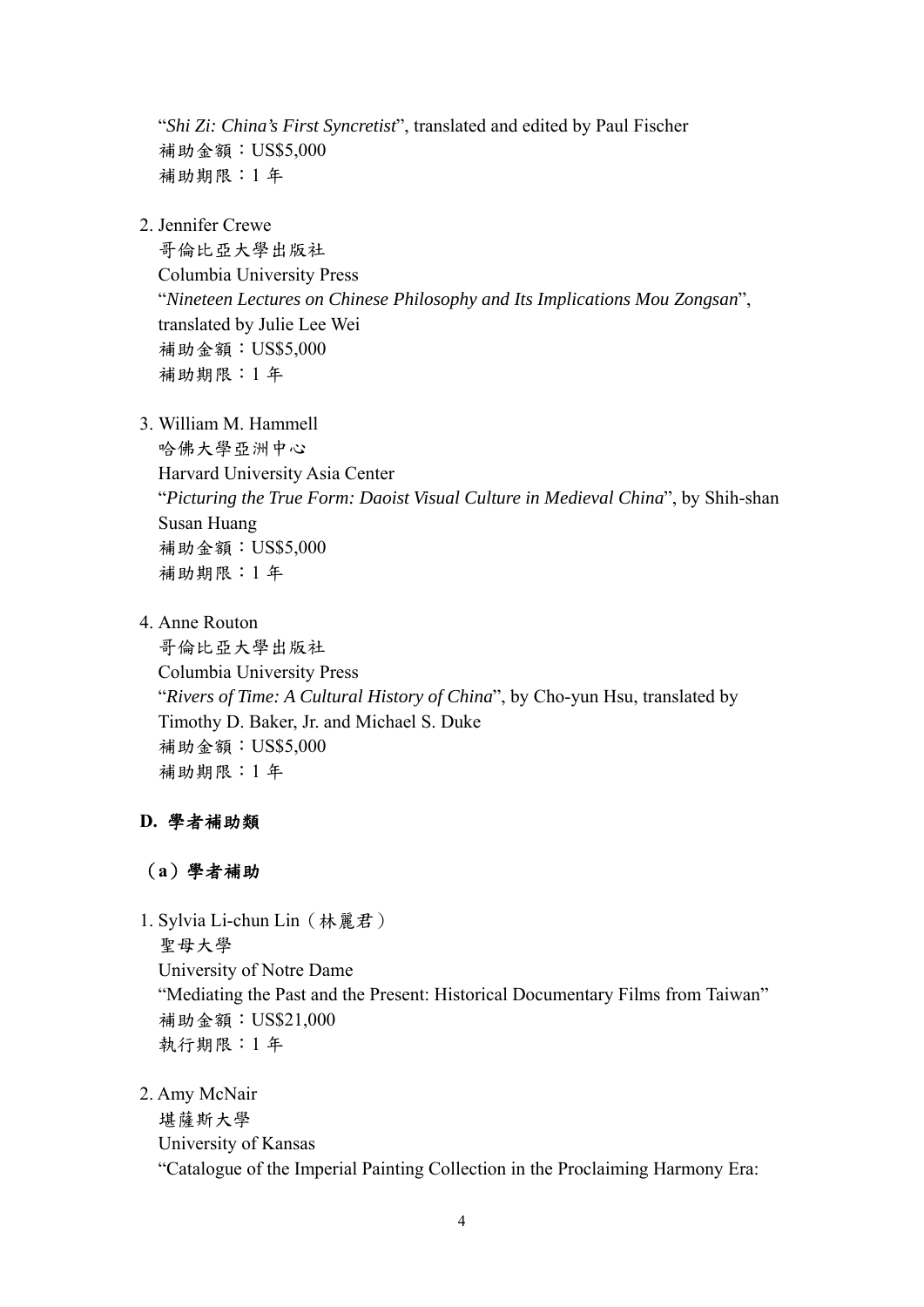"*Shi Zi: China's First Syncretist*", translated and edited by Paul Fischer
補助金額：US$5,000
補助期限：1 年

2. Jennifer Crewe
   哥倫比亞大學出版社
   Columbia University Press
   "*Nineteen Lectures on Chinese Philosophy and Its Implications Mou Zongsan*", translated by Julie Lee Wei
   補助金額：US$5,000
   補助期限：1 年

3. William M. Hammell
   哈佛大學亞洲中心
   Harvard University Asia Center
   "*Picturing the True Form: Daoist Visual Culture in Medieval China*", by Shih-shan Susan Huang
   補助金額：US$5,000
   補助期限：1 年

4. Anne Routon
   哥倫比亞大學出版社
   Columbia University Press
   "*Rivers of Time: A Cultural History of China*", by Cho-yun Hsu, translated by Timothy D. Baker, Jr. and Michael S. Duke
   補助金額：US$5,000
   補助期限：1 年

## D. 學者補助類

### （a）學者補助

1. Sylvia Li-chun Lin（林麗君）
   聖母大學
   University of Notre Dame
   "Mediating the Past and the Present: Historical Documentary Films from Taiwan"
   補助金額：US$21,000
   執行期限：1 年

2. Amy McNair
   堪薩斯大學
   University of Kansas
   "Catalogue of the Imperial Painting Collection in the Proclaiming Harmony Era: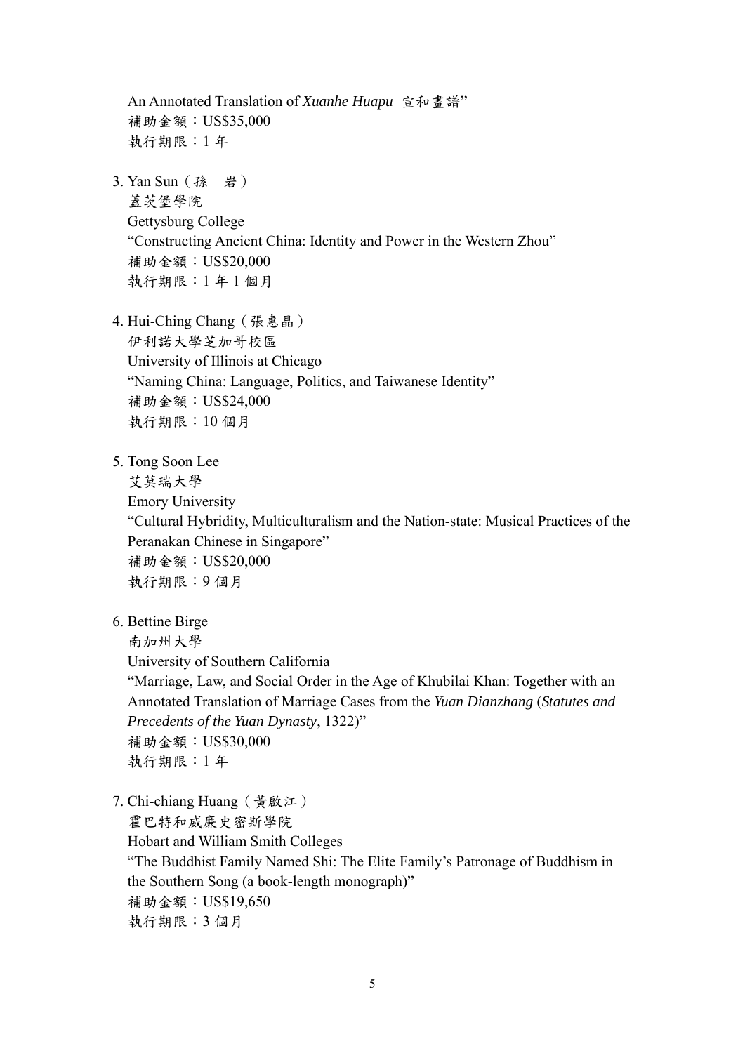An Annotated Translation of *Xuanhe Huapu* 宣和畫譜"
補助金額：US$35,000
執行期限：1 年

3. Yan Sun（孫　岩）
   蓋茨堡學院
   Gettysburg College
   "Constructing Ancient China: Identity and Power in the Western Zhou"
   補助金額：US$20,000
   執行期限：1 年 1 個月

4. Hui-Ching Chang（張惠晶）
   伊利諾大學芝加哥校區
   University of Illinois at Chicago
   "Naming China: Language, Politics, and Taiwanese Identity"
   補助金額：US$24,000
   執行期限：10 個月

5. Tong Soon Lee
   艾莫瑞大學
   Emory University
   "Cultural Hybridity, Multiculturalism and the Nation-state: Musical Practices of the Peranakan Chinese in Singapore"
   補助金額：US$20,000
   執行期限：9 個月

6. Bettine Birge
   南加州大學
   University of Southern California
   "Marriage, Law, and Social Order in the Age of Khubilai Khan: Together with an Annotated Translation of Marriage Cases from the *Yuan Dianzhang* (*Statutes and Precedents of the Yuan Dynasty*, 1322)"
   補助金額：US$30,000
   執行期限：1 年

7. Chi-chiang Huang（黃啟江）
   霍巴特和威廉史密斯學院
   Hobart and William Smith Colleges
   "The Buddhist Family Named Shi: The Elite Family's Patronage of Buddhism in the Southern Song (a book-length monograph)"
   補助金額：US$19,650
   執行期限：3 個月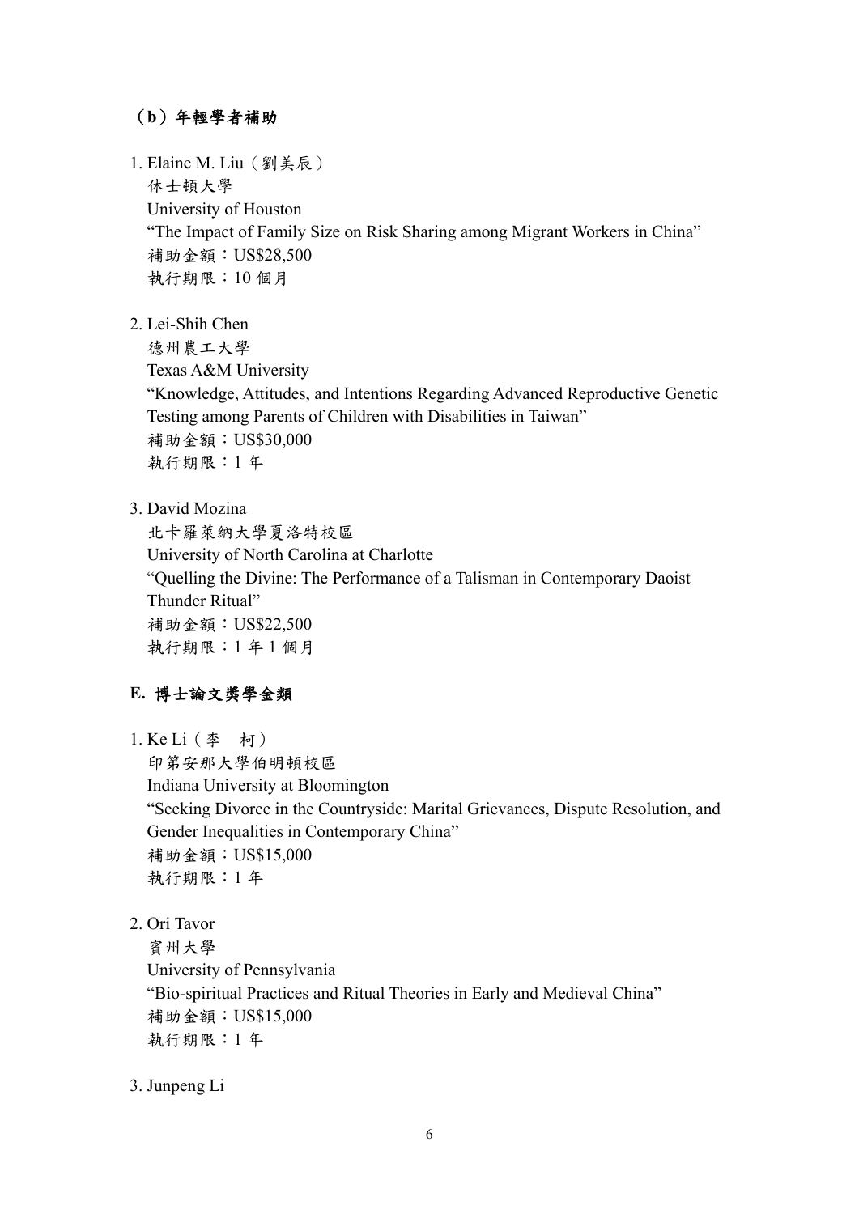### （b）年輕學者補助

1. Elaine M. Liu（劉美辰）
   休士頓大學
   University of Houston
   "The Impact of Family Size on Risk Sharing among Migrant Workers in China"
   補助金額：US$28,500
   執行期限：10 個月

2. Lei-Shih Chen
   德州農工大學
   Texas A&M University
   "Knowledge, Attitudes, and Intentions Regarding Advanced Reproductive Genetic Testing among Parents of Children with Disabilities in Taiwan"
   補助金額：US$30,000
   執行期限：1 年

3. David Mozina
   北卡羅萊納大學夏洛特校區
   University of North Carolina at Charlotte
   "Quelling the Divine: The Performance of a Talisman in Contemporary Daoist Thunder Ritual"
   補助金額：US$22,500
   執行期限：1 年 1 個月

## E. 博士論文獎學金類

1. Ke Li（李　柯）
   印第安那大學伯明頓校區
   Indiana University at Bloomington
   "Seeking Divorce in the Countryside: Marital Grievances, Dispute Resolution, and Gender Inequalities in Contemporary China"
   補助金額：US$15,000
   執行期限：1 年

2. Ori Tavor
   賓州大學
   University of Pennsylvania
   "Bio-spiritual Practices and Ritual Theories in Early and Medieval China"
   補助金額：US$15,000
   執行期限：1 年

3. Junpeng Li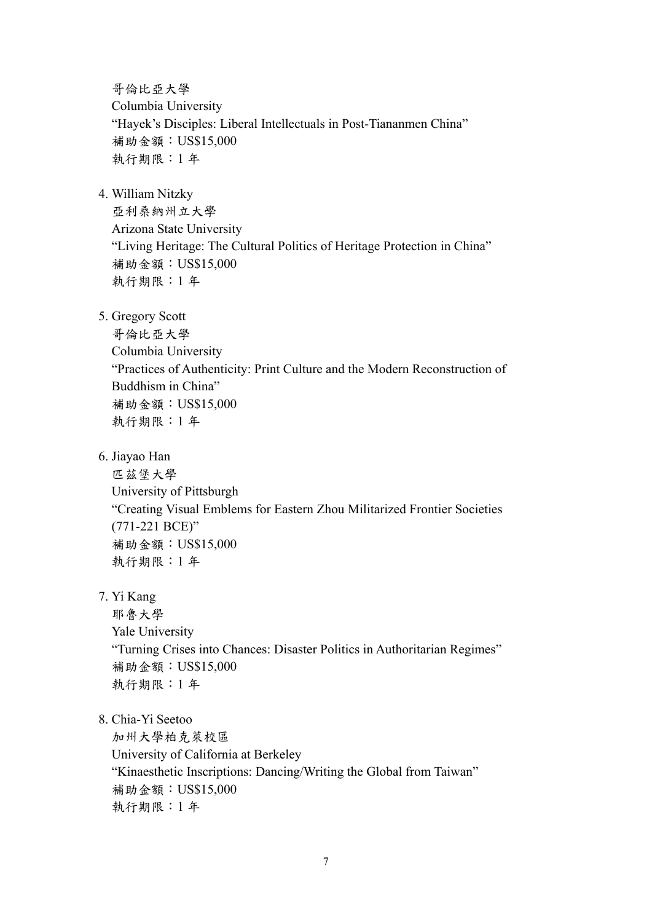哥倫比亞大學
Columbia University
"Hayek's Disciples: Liberal Intellectuals in Post-Tiananmen China"
補助金額：US$15,000
執行期限：1 年

4. William Nitzky
   亞利桑納州立大學
   Arizona State University
   "Living Heritage: The Cultural Politics of Heritage Protection in China"
   補助金額：US$15,000
   執行期限：1 年

5. Gregory Scott
   哥倫比亞大學
   Columbia University
   "Practices of Authenticity: Print Culture and the Modern Reconstruction of Buddhism in China"
   補助金額：US$15,000
   執行期限：1 年

6. Jiayao Han
   匹茲堡大學
   University of Pittsburgh
   "Creating Visual Emblems for Eastern Zhou Militarized Frontier Societies (771-221 BCE)"
   補助金額：US$15,000
   執行期限：1 年

7. Yi Kang
   耶魯大學
   Yale University
   "Turning Crises into Chances: Disaster Politics in Authoritarian Regimes"
   補助金額：US$15,000
   執行期限：1 年

8. Chia-Yi Seetoo
   加州大學柏克萊校區
   University of California at Berkeley
   "Kinaesthetic Inscriptions: Dancing/Writing the Global from Taiwan"
   補助金額：US$15,000
   執行期限：1 年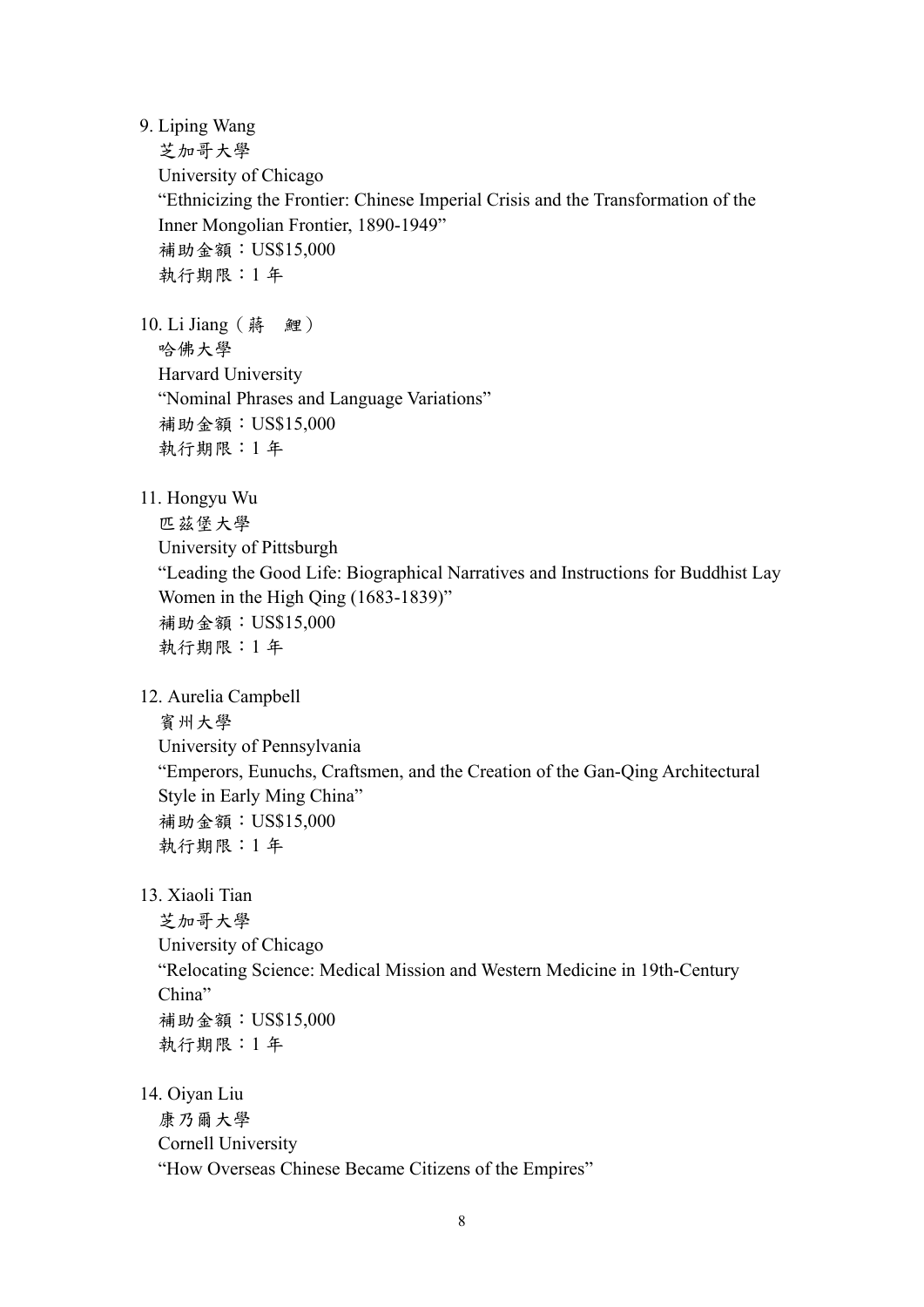9. Liping Wang
   芝加哥大學
   University of Chicago
   “Ethnicizing the Frontier: Chinese Imperial Crisis and the Transformation of the Inner Mongolian Frontier, 1890-1949”
   補助金額：US$15,000
   執行期限：1 年

10. Li Jiang（蔣　鯉）
    哈佛大學
    Harvard University
    “Nominal Phrases and Language Variations”
    補助金額：US$15,000
    執行期限：1 年

11. Hongyu Wu
    匹茲堡大學
    University of Pittsburgh
    “Leading the Good Life: Biographical Narratives and Instructions for Buddhist Lay Women in the High Qing (1683-1839)”
    補助金額：US$15,000
    執行期限：1 年

12. Aurelia Campbell
    賓州大學
    University of Pennsylvania
    “Emperors, Eunuchs, Craftsmen, and the Creation of the Gan-Qing Architectural Style in Early Ming China”
    補助金額：US$15,000
    執行期限：1 年

13. Xiaoli Tian
    芝加哥大學
    University of Chicago
    “Relocating Science: Medical Mission and Western Medicine in 19th-Century China”
    補助金額：US$15,000
    執行期限：1 年

14. Oiyan Liu
    康乃爾大學
    Cornell University
    “How Overseas Chinese Became Citizens of the Empires”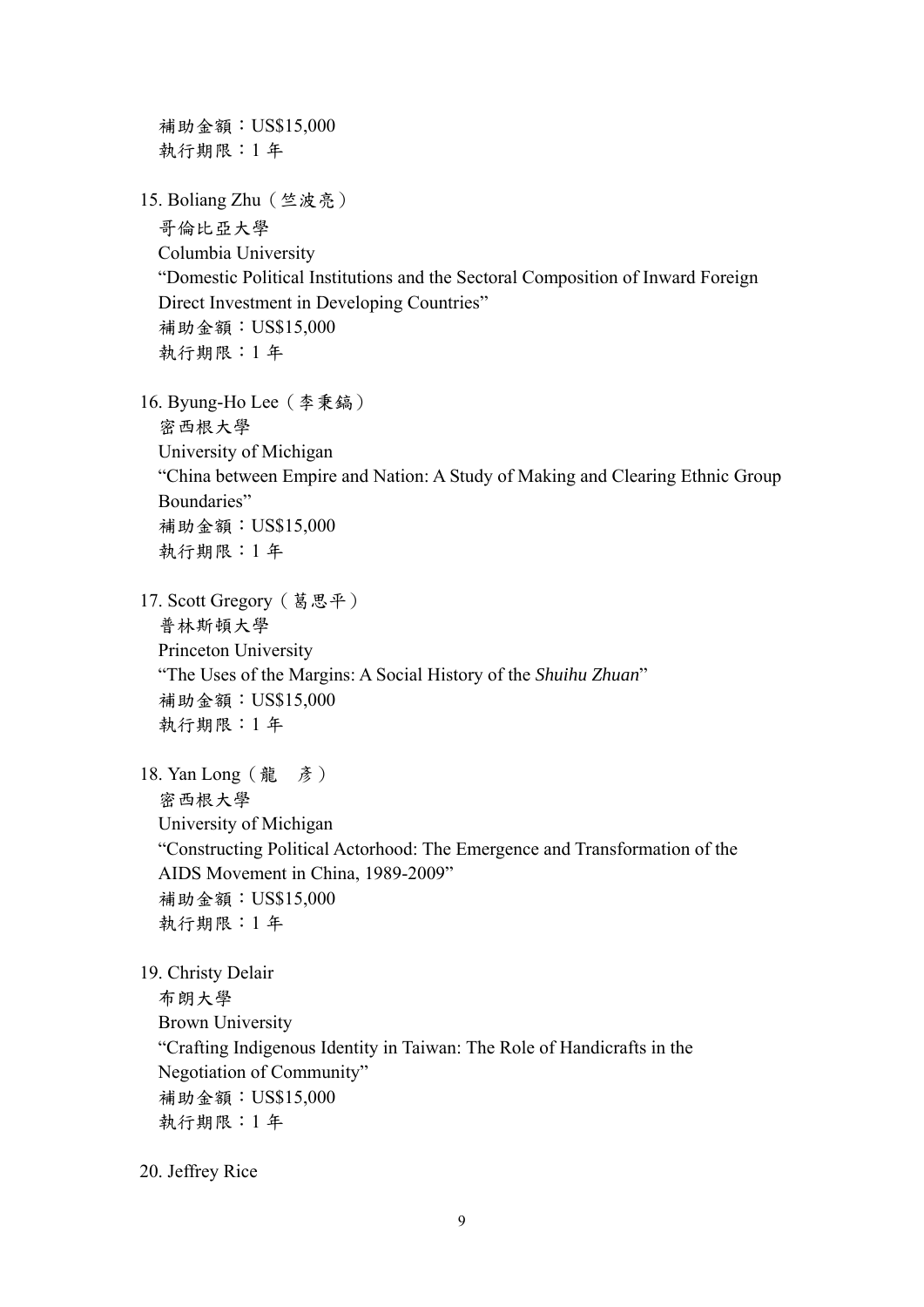補助金額：US$15,000
執行期限：1 年

15. Boliang Zhu（竺波亮）
哥倫比亞大學
Columbia University
"Domestic Political Institutions and the Sectoral Composition of Inward Foreign Direct Investment in Developing Countries"
補助金額：US$15,000
執行期限：1 年

16. Byung-Ho Lee（李秉鎬）
密西根大學
University of Michigan
"China between Empire and Nation: A Study of Making and Clearing Ethnic Group Boundaries"
補助金額：US$15,000
執行期限：1 年

17. Scott Gregory（葛思平）
普林斯頓大學
Princeton University
"The Uses of the Margins: A Social History of the *Shuihu Zhuan*"
補助金額：US$15,000
執行期限：1 年

18. Yan Long（龍　彥）
密西根大學
University of Michigan
"Constructing Political Actorhood: The Emergence and Transformation of the AIDS Movement in China, 1989-2009"
補助金額：US$15,000
執行期限：1 年

19. Christy Delair
布朗大學
Brown University
"Crafting Indigenous Identity in Taiwan: The Role of Handicrafts in the Negotiation of Community"
補助金額：US$15,000
執行期限：1 年

20. Jeffrey Rice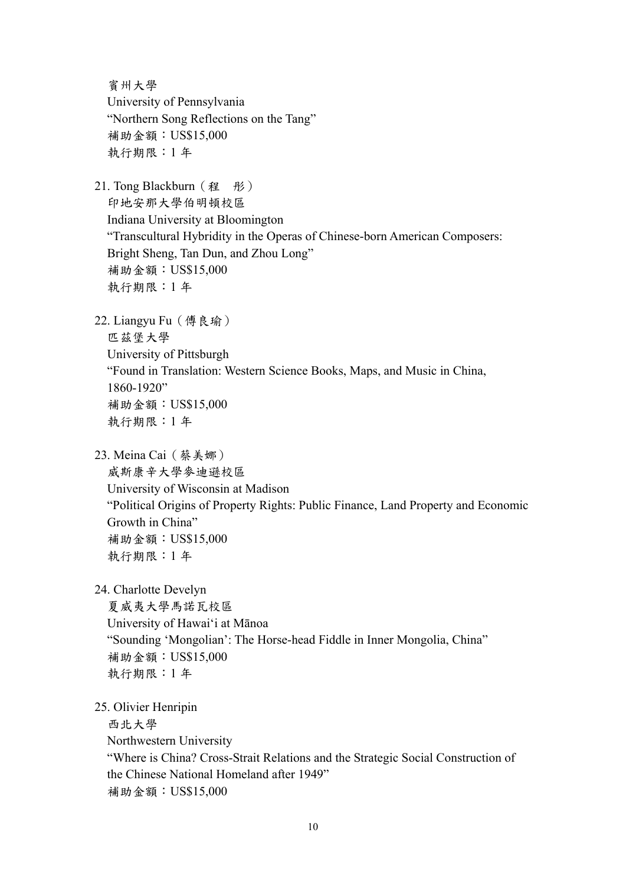賓州大學
University of Pennsylvania
"Northern Song Reflections on the Tang"
補助金額：US$15,000
執行期限：1 年

21. Tong Blackburn（程　彤）
印地安那大學伯明頓校區
Indiana University at Bloomington
"Transcultural Hybridity in the Operas of Chinese-born American Composers: Bright Sheng, Tan Dun, and Zhou Long"
補助金額：US$15,000
執行期限：1 年

22. Liangyu Fu（傅良瑜）
匹茲堡大學
University of Pittsburgh
"Found in Translation: Western Science Books, Maps, and Music in China, 1860-1920"
補助金額：US$15,000
執行期限：1 年

23. Meina Cai（蔡美娜）
威斯康辛大學麥迪遜校區
University of Wisconsin at Madison
"Political Origins of Property Rights: Public Finance, Land Property and Economic Growth in China"
補助金額：US$15,000
執行期限：1 年

24. Charlotte Develyn
夏威夷大學馬諾瓦校區
University of Hawai'i at Mānoa
"Sounding 'Mongolian': The Horse-head Fiddle in Inner Mongolia, China"
補助金額：US$15,000
執行期限：1 年

25. Olivier Henripin
西北大學
Northwestern University
"Where is China? Cross-Strait Relations and the Strategic Social Construction of the Chinese National Homeland after 1949"
補助金額：US$15,000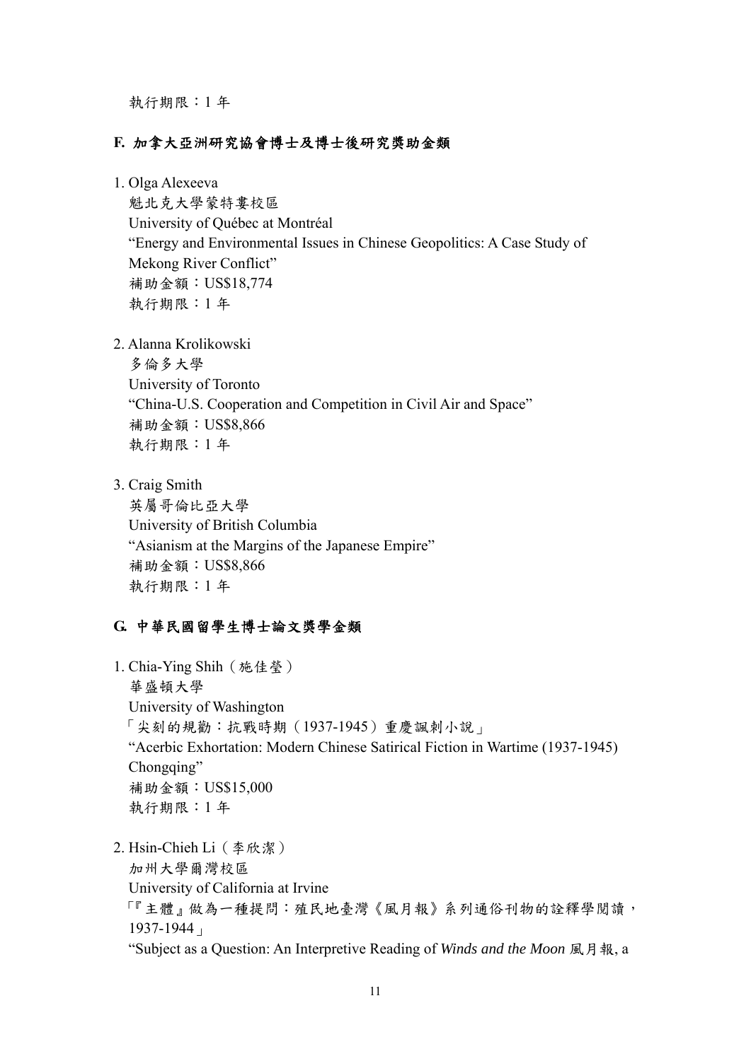執行期限：1 年

## F. 加拿大亞洲研究協會博士及博士後研究獎助金類

1. Olga Alexeeva
   魁北克大學蒙特婁校區
   University of Québec at Montréal
   "Energy and Environmental Issues in Chinese Geopolitics: A Case Study of Mekong River Conflict"
   補助金額：US$18,774
   執行期限：1 年

2. Alanna Krolikowski
   多倫多大學
   University of Toronto
   "China-U.S. Cooperation and Competition in Civil Air and Space"
   補助金額：US$8,866
   執行期限：1 年

3. Craig Smith
   英屬哥倫比亞大學
   University of British Columbia
   "Asianism at the Margins of the Japanese Empire"
   補助金額：US$8,866
   執行期限：1 年

## G. 中華民國留學生博士論文獎學金類

1. Chia-Ying Shih（施佳瑩）
   華盛頓大學
   University of Washington
   「尖刻的規勸：抗戰時期（1937-1945）重慶諷刺小說」
   "Acerbic Exhortation: Modern Chinese Satirical Fiction in Wartime (1937-1945) Chongqing"
   補助金額：US$15,000
   執行期限：1 年

2. Hsin-Chieh Li（李欣潔）
   加州大學爾灣校區
   University of California at Irvine
   「『主體』做為一種提問：殖民地臺灣《風月報》系列通俗刊物的詮釋學閱讀，1937-1944」
   "Subject as a Question: An Interpretive Reading of *Winds and the Moon* 風月報, a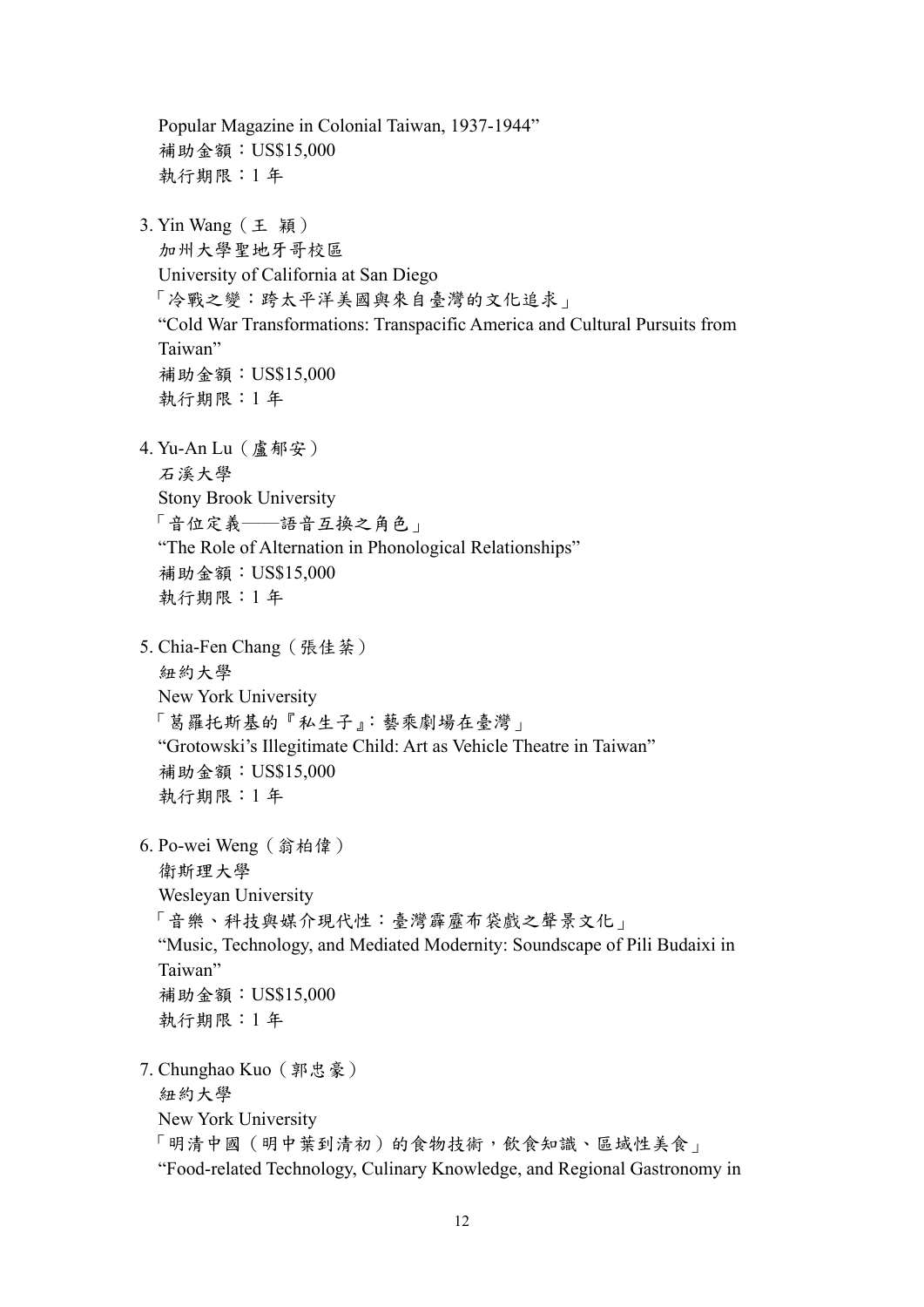Popular Magazine in Colonial Taiwan, 1937-1944"
補助金額：US$15,000
執行期限：1 年

3. Yin Wang（王 穎）
   加州大學聖地牙哥校區
   University of California at San Diego
   「冷戰之變：跨太平洋美國與來自臺灣的文化追求」
   "Cold War Transformations: Transpacific America and Cultural Pursuits from Taiwan"
   補助金額：US$15,000
   執行期限：1 年

4. Yu-An Lu（盧郁安）
   石溪大學
   Stony Brook University
   「音位定義──語音互換之角色」
   "The Role of Alternation in Phonological Relationships"
   補助金額：US$15,000
   執行期限：1 年

5. Chia-Fen Chang（張佳棻）
   紐約大學
   New York University
   「葛羅托斯基的『私生子』：藝乘劇場在臺灣」
   "Grotowski's Illegitimate Child: Art as Vehicle Theatre in Taiwan"
   補助金額：US$15,000
   執行期限：1 年

6. Po-wei Weng（翁柏偉）
   衛斯理大學
   Wesleyan University
   「音樂、科技與媒介現代性：臺灣霹靂布袋戲之聲景文化」
   "Music, Technology, and Mediated Modernity: Soundscape of Pili Budaixi in Taiwan"
   補助金額：US$15,000
   執行期限：1 年

7. Chunghao Kuo（郭忠豪）
   紐約大學
   New York University
   「明清中國（明中葉到清初）的食物技術，飲食知識、區域性美食」
   "Food-related Technology, Culinary Knowledge, and Regional Gastronomy in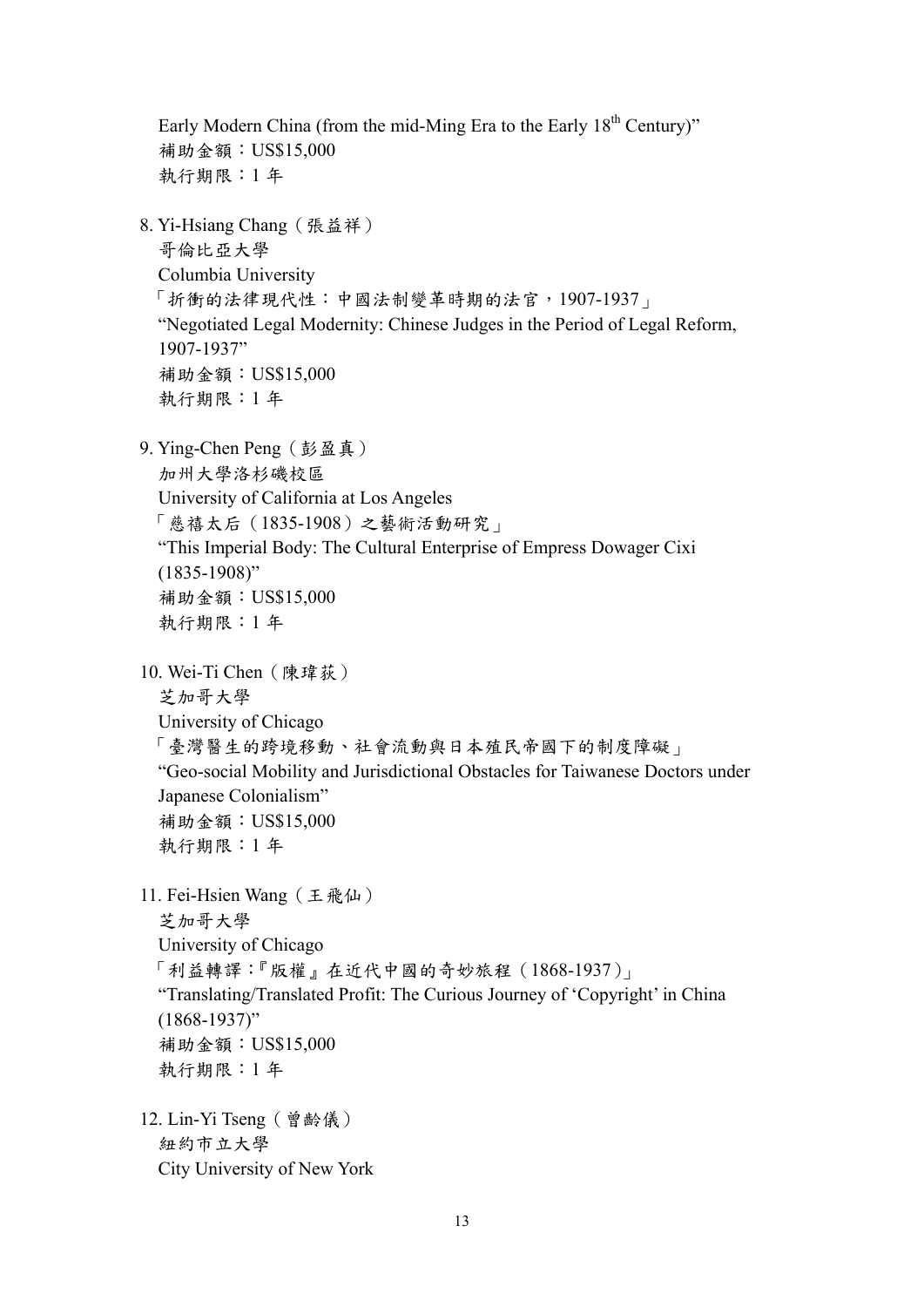Early Modern China (from the mid-Ming Era to the Early 18th Century)"
補助金額：US$15,000
執行期限：1 年

8. Yi-Hsiang Chang（張益祥）
   哥倫比亞大學
   Columbia University
   「折衝的法律現代性：中國法制變革時期的法官，1907-1937」
   "Negotiated Legal Modernity: Chinese Judges in the Period of Legal Reform, 1907-1937"
   補助金額：US$15,000
   執行期限：1 年

9. Ying-Chen Peng（彭盈真）
   加州大學洛杉磯校區
   University of California at Los Angeles
   「慈禧太后（1835-1908）之藝術活動研究」
   "This Imperial Body: The Cultural Enterprise of Empress Dowager Cixi (1835-1908)"
   補助金額：US$15,000
   執行期限：1 年

10. Wei-Ti Chen（陳瑋荻）
    芝加哥大學
    University of Chicago
    「臺灣醫生的跨境移動、社會流動與日本殖民帝國下的制度障礙」
    "Geo-social Mobility and Jurisdictional Obstacles for Taiwanese Doctors under Japanese Colonialism"
    補助金額：US$15,000
    執行期限：1 年

11. Fei-Hsien Wang（王飛仙）
    芝加哥大學
    University of Chicago
    「利益轉譯：『版權』在近代中國的奇妙旅程（1868-1937）」
    "Translating/Translated Profit: The Curious Journey of 'Copyright' in China (1868-1937)"
    補助金額：US$15,000
    執行期限：1 年

12. Lin-Yi Tseng（曾齡儀）
    紐約市立大學
    City University of New York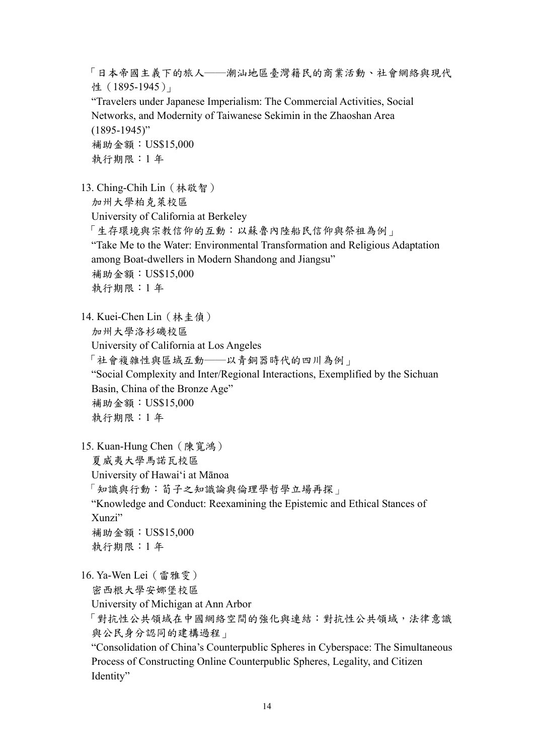「日本帝國主義下的旅人——潮汕地區臺灣籍民的商業活動、社會網絡與現代性（1895-1945）」

"Travelers under Japanese Imperialism: The Commercial Activities, Social Networks, and Modernity of Taiwanese Sekimin in the Zhaoshan Area (1895-1945)"

補助金額：US$15,000

執行期限：1 年

13. Ching-Chih Lin（林敬智）

    加州大學柏克萊校區

    University of California at Berkeley

    「生存環境與宗教信仰的互動：以蘇魯內陸船民信仰與祭祖為例」

    "Take Me to the Water: Environmental Transformation and Religious Adaptation among Boat-dwellers in Modern Shandong and Jiangsu"

    補助金額：US$15,000

    執行期限：1 年

14. Kuei-Chen Lin（林圭偵）

    加州大學洛杉磯校區

    University of California at Los Angeles

    「社會複雜性與區域互動——以青銅器時代的四川為例」

    "Social Complexity and Inter/Regional Interactions, Exemplified by the Sichuan Basin, China of the Bronze Age"

    補助金額：US$15,000

    執行期限：1 年

15. Kuan-Hung Chen（陳寬鴻）

    夏威夷大學馬諾瓦校區

    University of Hawai'i at Mānoa

    「知識與行動：荀子之知識論與倫理學哲學立場再探」

    "Knowledge and Conduct: Reexamining the Epistemic and Ethical Stances of Xunzi"

    補助金額：US$15,000

    執行期限：1 年

16. Ya-Wen Lei（雷雅雯）

    密西根大學安娜堡校區

    University of Michigan at Ann Arbor

    「對抗性公共領域在中國網絡空間的強化與連結：對抗性公共領域，法律意識與公民身分認同的建構過程」

    "Consolidation of China's Counterpublic Spheres in Cyberspace: The Simultaneous Process of Constructing Online Counterpublic Spheres, Legality, and Citizen Identity"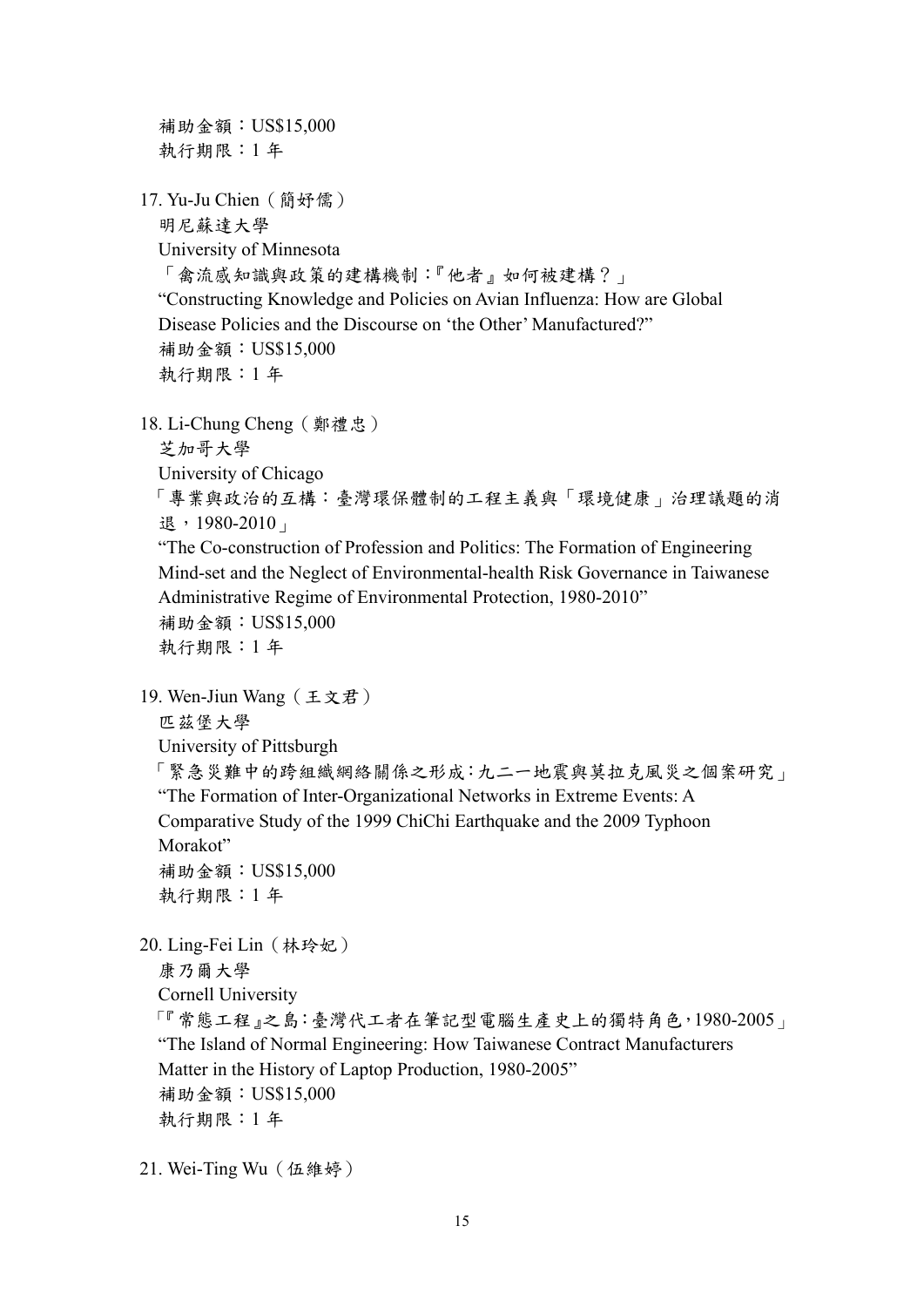補助金額：US$15,000
執行期限：1 年

17. Yu-Ju Chien（簡妤儒）
    明尼蘇達大學
    University of Minnesota
    「禽流感知識與政策的建構機制：『他者』如何被建構？」
    "Constructing Knowledge and Policies on Avian Influenza: How are Global Disease Policies and the Discourse on 'the Other' Manufactured?"
    補助金額：US$15,000
    執行期限：1 年

18. Li-Chung Cheng（鄭禮忠）
    芝加哥大學
    University of Chicago
    「專業與政治的互構：臺灣環保體制的工程主義與「環境健康」治理議題的消退，1980-2010」
    "The Co-construction of Profession and Politics: The Formation of Engineering Mind-set and the Neglect of Environmental-health Risk Governance in Taiwanese Administrative Regime of Environmental Protection, 1980-2010"
    補助金額：US$15,000
    執行期限：1 年

19. Wen-Jiun Wang（王文君）
    匹茲堡大學
    University of Pittsburgh
    「緊急災難中的跨組織網絡關係之形成：九二一地震與莫拉克風災之個案研究」
    "The Formation of Inter-Organizational Networks in Extreme Events: A Comparative Study of the 1999 ChiChi Earthquake and the 2009 Typhoon Morakot"
    補助金額：US$15,000
    執行期限：1 年

20. Ling-Fei Lin（林玲妃）
    康乃爾大學
    Cornell University
    「『常態工程』之島：臺灣代工者在筆記型電腦生產史上的獨特角色，1980-2005」
    "The Island of Normal Engineering: How Taiwanese Contract Manufacturers Matter in the History of Laptop Production, 1980-2005"
    補助金額：US$15,000
    執行期限：1 年

21. Wei-Ting Wu（伍維婷）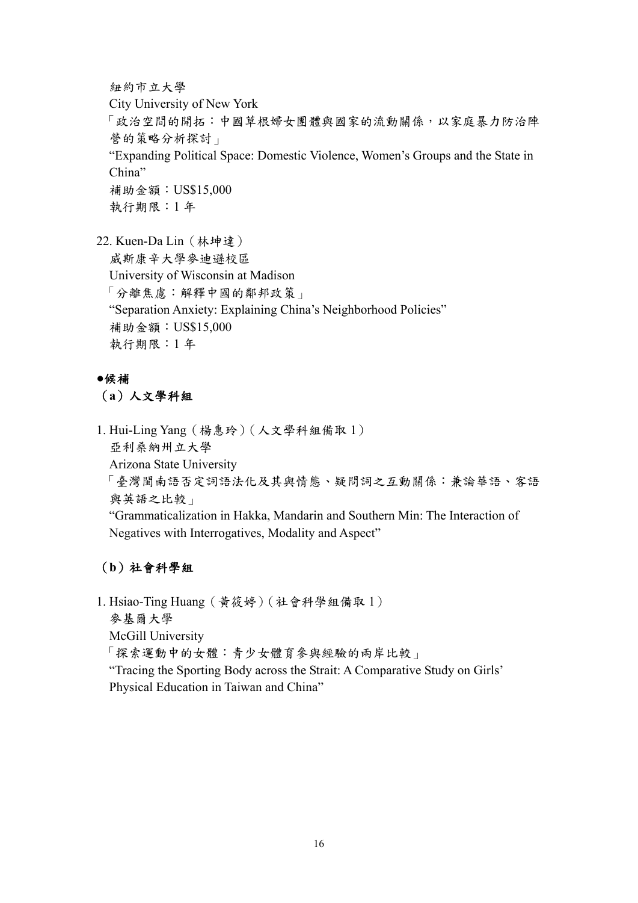紐約市立大學
City University of New York
「政治空間的開拓：中國草根婦女團體與國家的流動關係，以家庭暴力防治陣營的策略分析探討」
"Expanding Political Space: Domestic Violence, Women's Groups and the State in China"
補助金額：US$15,000
執行期限：1 年

22. Kuen-Da Lin（林坤達）
威斯康辛大學麥迪遜校區
University of Wisconsin at Madison
「分離焦慮：解釋中國的鄰邦政策」
"Separation Anxiety: Explaining China's Neighborhood Policies"
補助金額：US$15,000
執行期限：1 年

**●候補**

**（a）人文學科組**

1. Hui-Ling Yang（楊惠玲）（人文學科組備取 1）
亞利桑納州立大學
Arizona State University
「臺灣閩南語否定詞語法化及其與情態、疑問詞之互動關係：兼論華語、客語與英語之比較」
"Grammaticalization in Hakka, Mandarin and Southern Min: The Interaction of Negatives with Interrogatives, Modality and Aspect"

**（b）社會科學組**

1. Hsiao-Ting Huang（黃筱婷）（社會科學組備取 1）
麥基爾大學
McGill University
「探索運動中的女體：青少女體育參與經驗的兩岸比較」
"Tracing the Sporting Body across the Strait: A Comparative Study on Girls' Physical Education in Taiwan and China"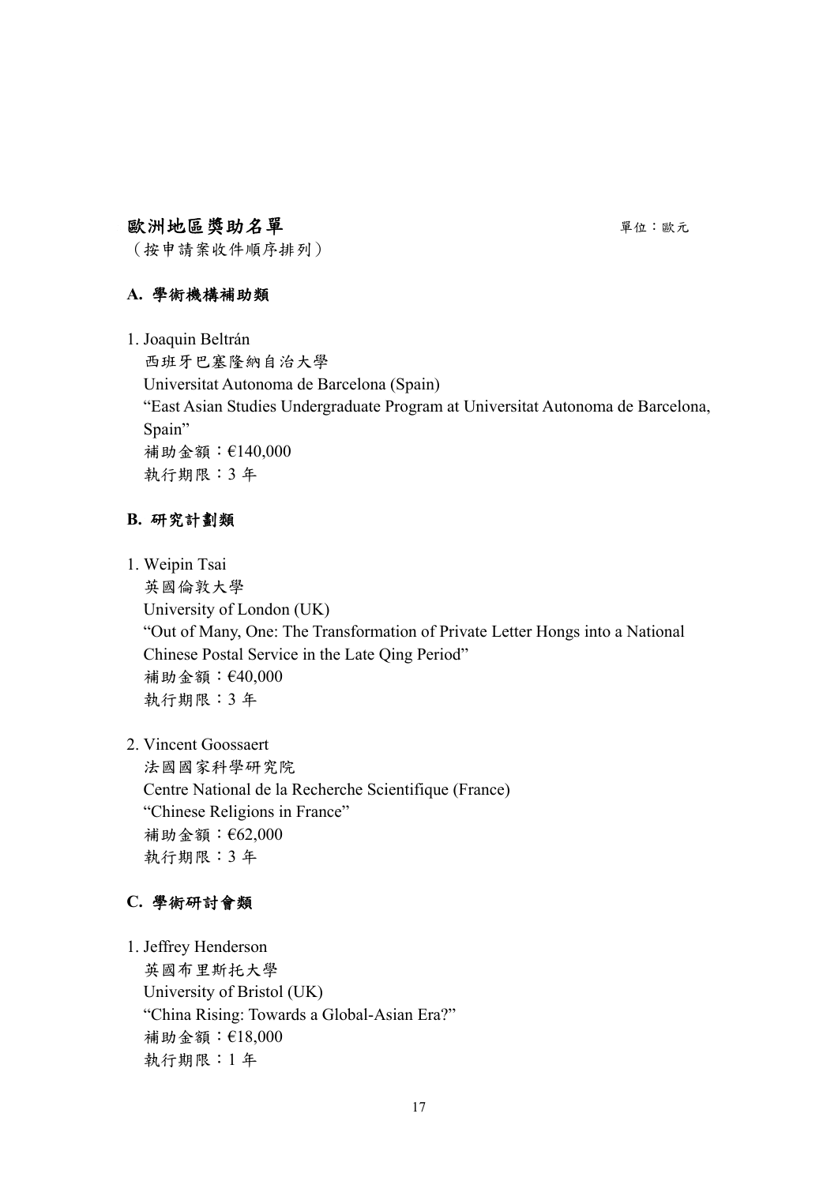## 歐洲地區獎助名單

單位：歐元

（按申請案收件順序排列）

### A. 學術機構補助類

1. Joaquin Beltrán
   西班牙巴塞隆納自治大學
   Universitat Autonoma de Barcelona (Spain)
   "East Asian Studies Undergraduate Program at Universitat Autonoma de Barcelona, Spain"
   補助金額：€140,000
   執行期限：3 年

### B. 研究計劃類

1. Weipin Tsai
   英國倫敦大學
   University of London (UK)
   "Out of Many, One: The Transformation of Private Letter Hongs into a National Chinese Postal Service in the Late Qing Period"
   補助金額：€40,000
   執行期限：3 年

2. Vincent Goossaert
   法國國家科學研究院
   Centre National de la Recherche Scientifique (France)
   "Chinese Religions in France"
   補助金額：€62,000
   執行期限：3 年

### C. 學術研討會類

1. Jeffrey Henderson
   英國布里斯托大學
   University of Bristol (UK)
   "China Rising: Towards a Global-Asian Era?"
   補助金額：€18,000
   執行期限：1 年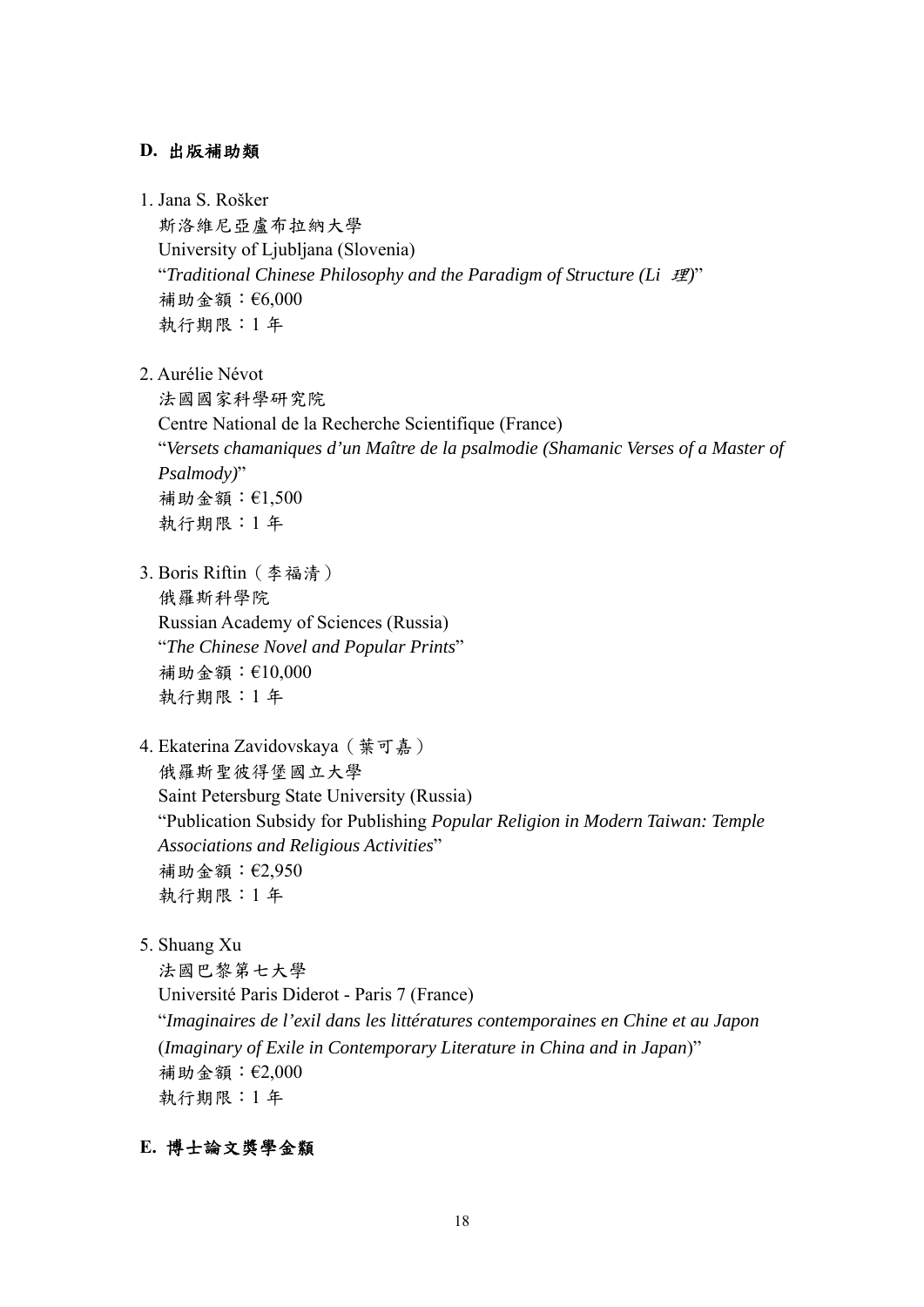## D. 出版補助類

1. Jana S. Rošker
   斯洛維尼亞盧布拉納大學
   University of Ljubljana (Slovenia)
   "*Traditional Chinese Philosophy and the Paradigm of Structure (Li 理)*"
   補助金額：€6,000
   執行期限：1 年

2. Aurélie Névot
   法國國家科學研究院
   Centre National de la Recherche Scientifique (France)
   "*Versets chamaniques d'un Maître de la psalmodie (Shamanic Verses of a Master of Psalmody)*"
   補助金額：€1,500
   執行期限：1 年

3. Boris Riftin（李福清）
   俄羅斯科學院
   Russian Academy of Sciences (Russia)
   "*The Chinese Novel and Popular Prints*"
   補助金額：€10,000
   執行期限：1 年

4. Ekaterina Zavidovskaya（葉可嘉）
   俄羅斯聖彼得堡國立大學
   Saint Petersburg State University (Russia)
   "Publication Subsidy for Publishing *Popular Religion in Modern Taiwan: Temple Associations and Religious Activities*"
   補助金額：€2,950
   執行期限：1 年

5. Shuang Xu
   法國巴黎第七大學
   Université Paris Diderot - Paris 7 (France)
   "*Imaginaires de l'exil dans les littératures contemporaines en Chine et au Japon* (*Imaginary of Exile in Contemporary Literature in China and in Japan*)"
   補助金額：€2,000
   執行期限：1 年

## E. 博士論文獎學金類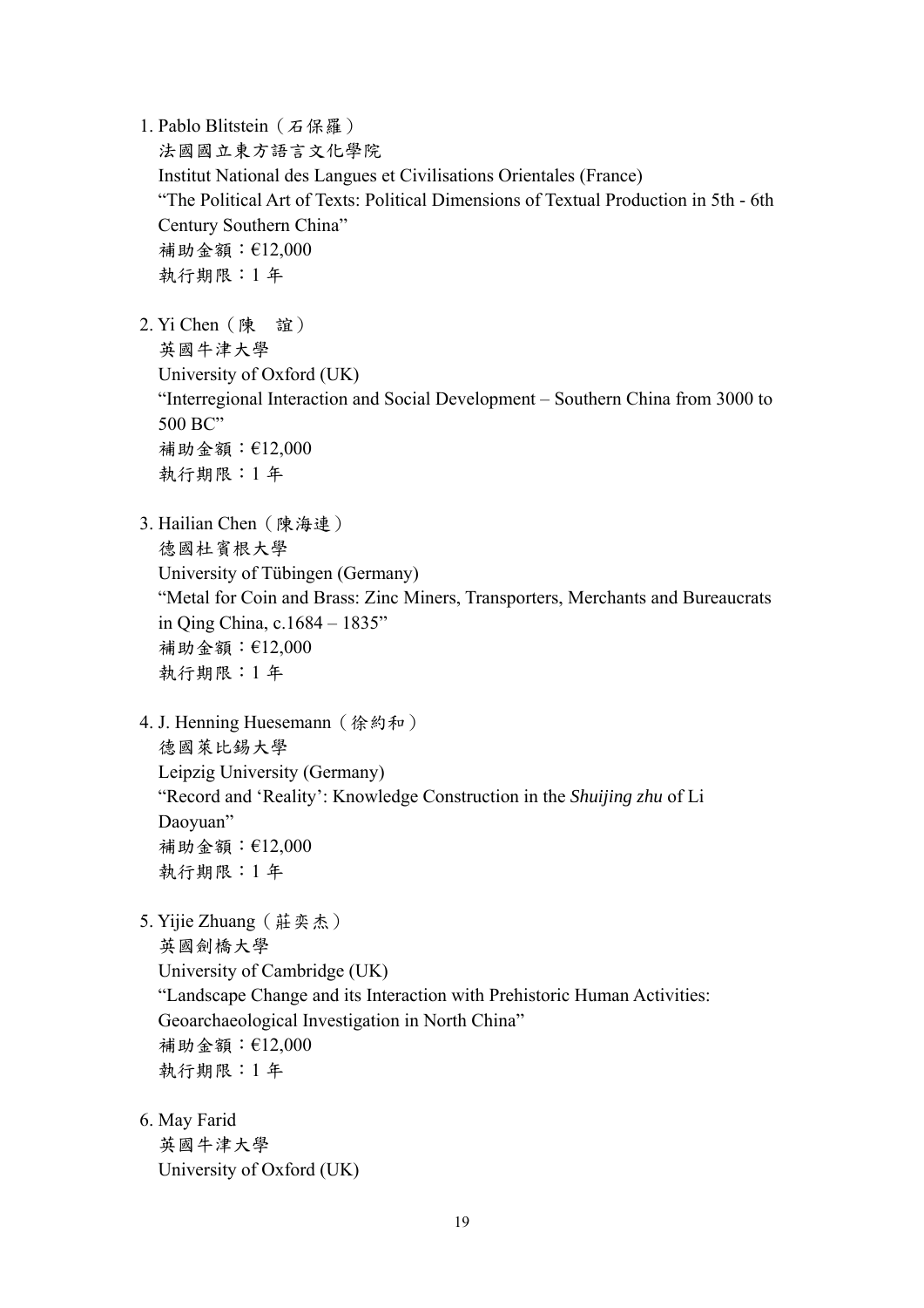1. Pablo Blitstein（石保羅）
   法國國立東方語言文化學院
   Institut National des Langues et Civilisations Orientales (France)
   "The Political Art of Texts: Political Dimensions of Textual Production in 5th - 6th Century Southern China"
   補助金額：€12,000
   執行期限：1 年

2. Yi Chen（陳　誼）
   英國牛津大學
   University of Oxford (UK)
   "Interregional Interaction and Social Development – Southern China from 3000 to 500 BC"
   補助金額：€12,000
   執行期限：1 年

3. Hailian Chen（陳海連）
   德國杜賓根大學
   University of Tübingen (Germany)
   "Metal for Coin and Brass: Zinc Miners, Transporters, Merchants and Bureaucrats in Qing China, c.1684 – 1835"
   補助金額：€12,000
   執行期限：1 年

4. J. Henning Huesemann（徐約和）
   德國萊比錫大學
   Leipzig University (Germany)
   "Record and 'Reality': Knowledge Construction in the *Shuijing zhu* of Li Daoyuan"
   補助金額：€12,000
   執行期限：1 年

5. Yijie Zhuang（莊奕杰）
   英國劍橋大學
   University of Cambridge (UK)
   "Landscape Change and its Interaction with Prehistoric Human Activities: Geoarchaeological Investigation in North China"
   補助金額：€12,000
   執行期限：1 年

6. May Farid
   英國牛津大學
   University of Oxford (UK)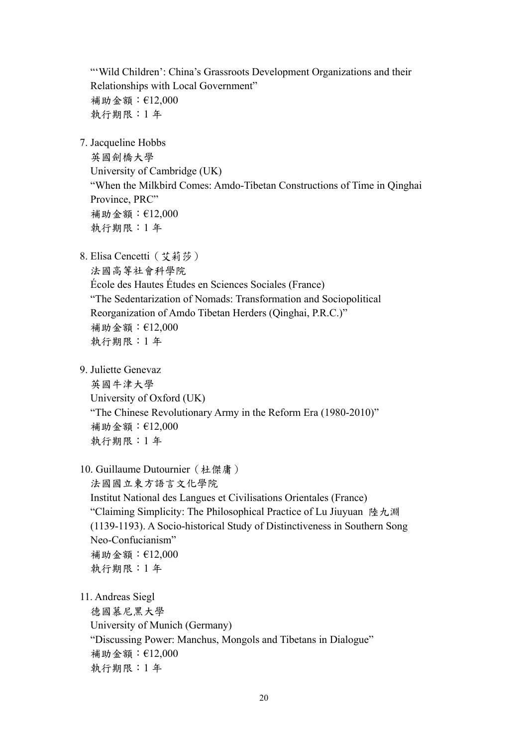"'Wild Children': China's Grassroots Development Organizations and their Relationships with Local Government"
補助金額：€12,000
執行期限：1 年

7. Jacqueline Hobbs
   英國劍橋大學
   University of Cambridge (UK)
   "When the Milkbird Comes: Amdo-Tibetan Constructions of Time in Qinghai Province, PRC"
   補助金額：€12,000
   執行期限：1 年

8. Elisa Cencetti（艾莉莎）
   法國高等社會科學院
   École des Hautes Études en Sciences Sociales (France)
   "The Sedentarization of Nomads: Transformation and Sociopolitical Reorganization of Amdo Tibetan Herders (Qinghai, P.R.C.)"
   補助金額：€12,000
   執行期限：1 年

9. Juliette Genevaz
   英國牛津大學
   University of Oxford (UK)
   "The Chinese Revolutionary Army in the Reform Era (1980-2010)"
   補助金額：€12,000
   執行期限：1 年

10. Guillaume Dutournier（杜傑庸）
    法國國立東方語言文化學院
    Institut National des Langues et Civilisations Orientales (France)
    "Claiming Simplicity: The Philosophical Practice of Lu Jiuyuan 陸九淵 (1139-1193). A Socio-historical Study of Distinctiveness in Southern Song Neo-Confucianism"
    補助金額：€12,000
    執行期限：1 年

11. Andreas Siegl
    德國慕尼黑大學
    University of Munich (Germany)
    "Discussing Power: Manchus, Mongols and Tibetans in Dialogue"
    補助金額：€12,000
    執行期限：1 年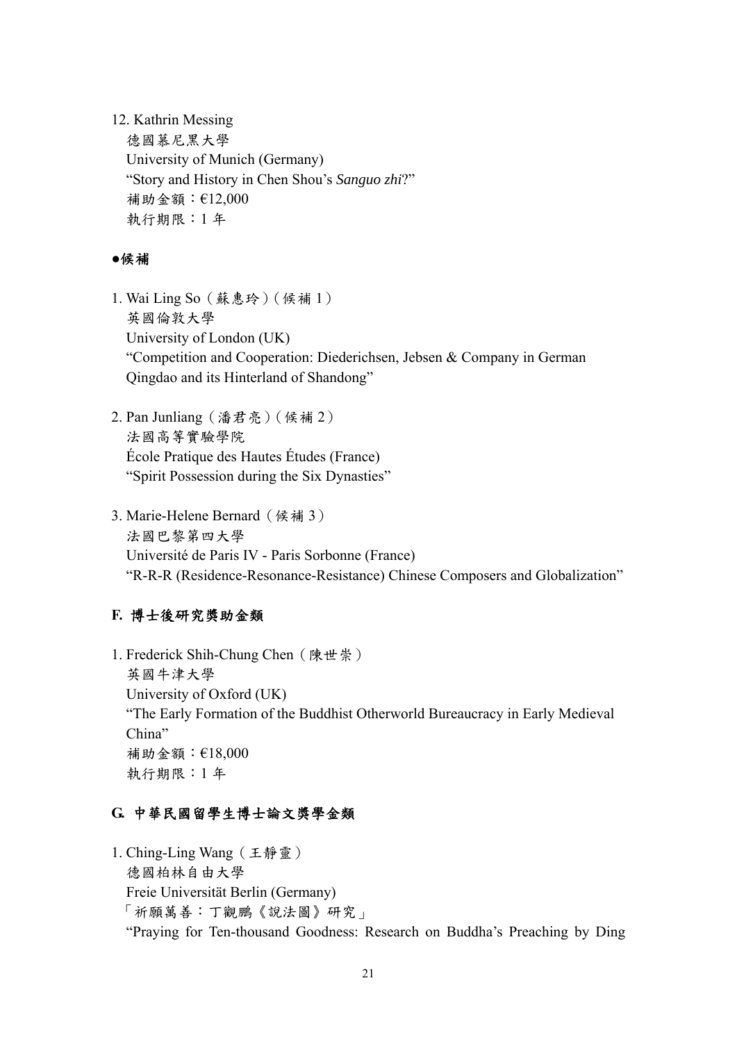12. Kathrin Messing
    德國慕尼黑大學
    University of Munich (Germany)
    "Story and History in Chen Shou's *Sanguo zhi*?"
    補助金額：€12,000
    執行期限：1 年

**●候補**

1. Wai Ling So（蘇惠玲）（候補 1）
   英國倫敦大學
   University of London (UK)
   "Competition and Cooperation: Diederichsen, Jebsen & Company in German Qingdao and its Hinterland of Shandong"

2. Pan Junliang（潘君亮）（候補 2）
   法國高等實驗學院
   École Pratique des Hautes Études (France)
   "Spirit Possession during the Six Dynasties"

3. Marie-Helene Bernard（候補 3）
   法國巴黎第四大學
   Université de Paris IV - Paris Sorbonne (France)
   "R-R-R (Residence-Resonance-Resistance) Chinese Composers and Globalization"

## F. 博士後研究獎助金類

1. Frederick Shih-Chung Chen（陳世崇）
   英國牛津大學
   University of Oxford (UK)
   "The Early Formation of the Buddhist Otherworld Bureaucracy in Early Medieval China"
   補助金額：€18,000
   執行期限：1 年

## G. 中華民國留學生博士論文獎學金類

1. Ching-Ling Wang（王靜靈）
   德國柏林自由大學
   Freie Universität Berlin (Germany)
   「祈願萬善：丁觀鵬《說法圖》研究」
   "Praying for Ten-thousand Goodness: Research on Buddha's Preaching by Ding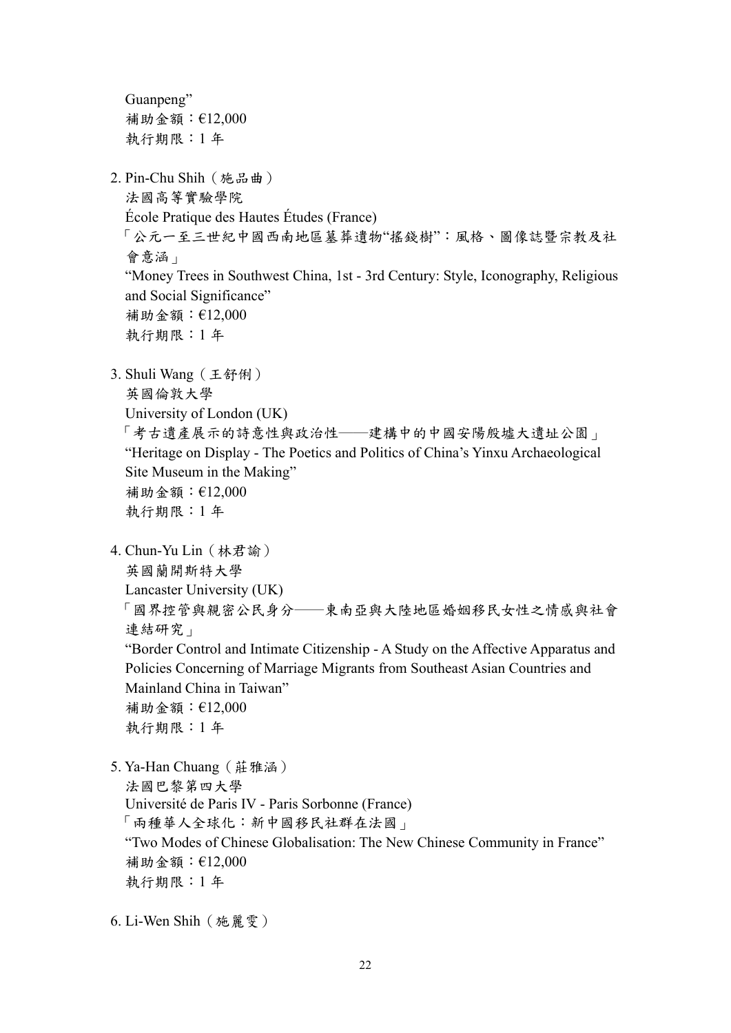Guanpeng”
補助金額：€12,000
執行期限：1 年

2. Pin-Chu Shih（施品曲）
法國高等實驗學院
École Pratique des Hautes Études (France)
「公元一至三世紀中國西南地區墓葬遺物“搖錢樹”：風格、圖像誌暨宗教及社會意涵」
“Money Trees in Southwest China, 1st - 3rd Century: Style, Iconography, Religious and Social Significance”
補助金額：€12,000
執行期限：1 年

3. Shuli Wang（王舒俐）
英國倫敦大學
University of London (UK)
「考古遺產展示的詩意性與政治性——建構中的中國安陽殷墟大遺址公園」
“Heritage on Display - The Poetics and Politics of China’s Yinxu Archaeological Site Museum in the Making”
補助金額：€12,000
執行期限：1 年

4. Chun-Yu Lin（林君諭）
英國蘭開斯特大學
Lancaster University (UK)
「國界控管與親密公民身分——東南亞與大陸地區婚姻移民女性之情感與社會連結研究」
“Border Control and Intimate Citizenship - A Study on the Affective Apparatus and Policies Concerning of Marriage Migrants from Southeast Asian Countries and Mainland China in Taiwan”
補助金額：€12,000
執行期限：1 年

5. Ya-Han Chuang（莊雅涵）
法國巴黎第四大學
Université de Paris IV - Paris Sorbonne (France)
「兩種華人全球化：新中國移民社群在法國」
“Two Modes of Chinese Globalisation: The New Chinese Community in France”
補助金額：€12,000
執行期限：1 年

6. Li-Wen Shih（施麗雯）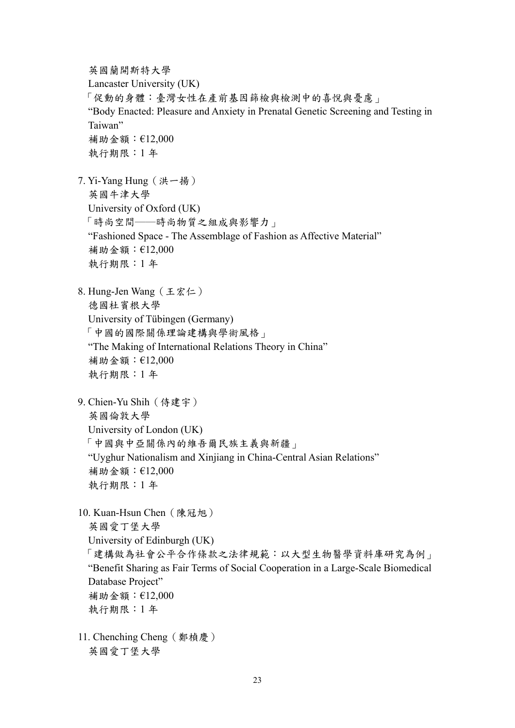英國蘭開斯特大學
Lancaster University (UK)
「促動的身體：臺灣女性在產前基因篩檢與檢測中的喜悅與憂慮」
"Body Enacted: Pleasure and Anxiety in Prenatal Genetic Screening and Testing in Taiwan"
補助金額：€12,000
執行期限：1 年

7. Yi-Yang Hung（洪一揚）
   英國牛津大學
   University of Oxford (UK)
   「時尚空間——時尚物質之組成與影響力」
   "Fashioned Space - The Assemblage of Fashion as Affective Material"
   補助金額：€12,000
   執行期限：1 年

8. Hung-Jen Wang（王宏仁）
   德國杜賓根大學
   University of Tübingen (Germany)
   「中國的國際關係理論建構與學術風格」
   "The Making of International Relations Theory in China"
   補助金額：€12,000
   執行期限：1 年

9. Chien-Yu Shih（侍建宇）
   英國倫敦大學
   University of London (UK)
   「中國與中亞關係內的維吾爾民族主義與新疆」
   "Uyghur Nationalism and Xinjiang in China-Central Asian Relations"
   補助金額：€12,000
   執行期限：1 年

10. Kuan-Hsun Chen（陳冠旭）
    英國愛丁堡大學
    University of Edinburgh (UK)
    「建構做為社會公平合作條款之法律規範：以大型生物醫學資料庫研究為例」
    "Benefit Sharing as Fair Terms of Social Cooperation in a Large-Scale Biomedical Database Project"
    補助金額：€12,000
    執行期限：1 年

11. Chenching Cheng（鄭楨慶）
    英國愛丁堡大學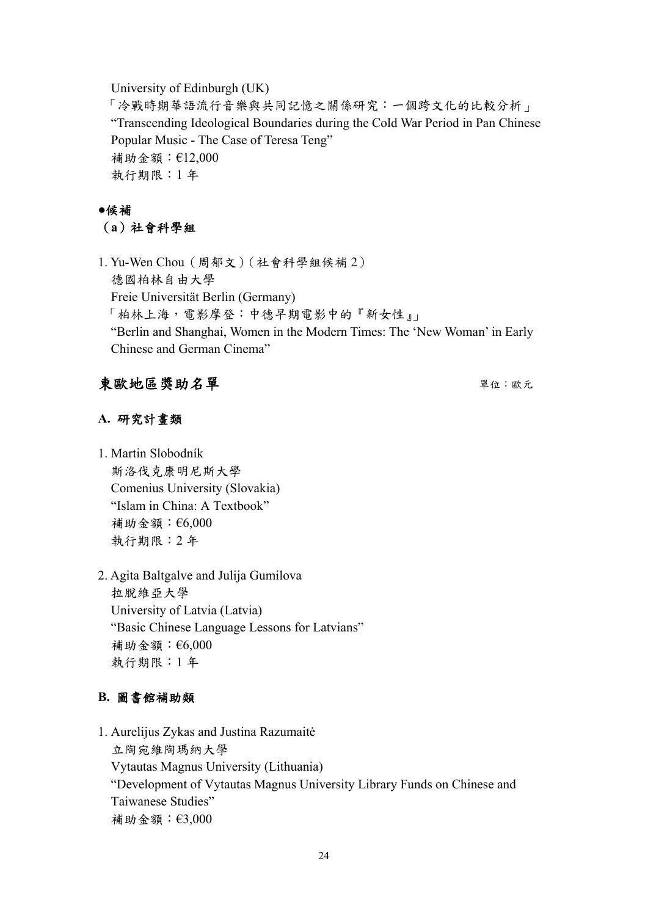University of Edinburgh (UK)
「冷戰時期華語流行音樂與共同記憶之關係研究：一個跨文化的比較分析」
"Transcending Ideological Boundaries during the Cold War Period in Pan Chinese Popular Music - The Case of Teresa Teng"
補助金額：€12,000
執行期限：1 年

**●候補**

**（a）社會科學組**

1. Yu-Wen Chou（周郁文）（社會科學組候補 2）
   德國柏林自由大學
   Freie Universität Berlin (Germany)
   「柏林上海，電影摩登：中德早期電影中的『新女性』」
   "Berlin and Shanghai, Women in the Modern Times: The 'New Woman' in Early Chinese and German Cinema"

## 東歐地區獎助名單

單位：歐元

### A. 研究計畫類

1. Martin Slobodník
   斯洛伐克康明尼斯大學
   Comenius University (Slovakia)
   "Islam in China: A Textbook"
   補助金額：€6,000
   執行期限：2 年

2. Agita Baltgalve and Julija Gumilova
   拉脫維亞大學
   University of Latvia (Latvia)
   "Basic Chinese Language Lessons for Latvians"
   補助金額：€6,000
   執行期限：1 年

### B. 圖書館補助類

1. Aurelijus Zykas and Justina Razumaitė
   立陶宛維陶瑪納大學
   Vytautas Magnus University (Lithuania)
   "Development of Vytautas Magnus University Library Funds on Chinese and Taiwanese Studies"
   補助金額：€3,000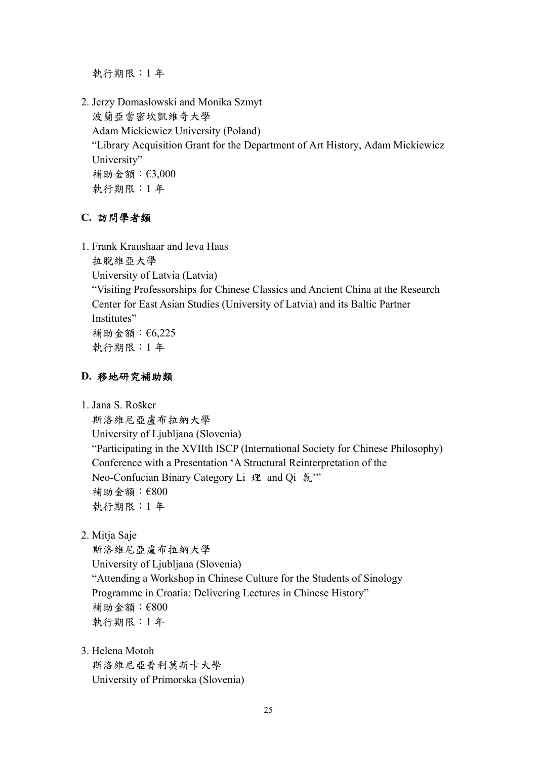執行期限：1 年

2. Jerzy Domaslowski and Monika Szmyt
   波蘭亞當密坎凱維奇大學
   Adam Mickiewicz University (Poland)
   "Library Acquisition Grant for the Department of Art History, Adam Mickiewicz University"
   補助金額：€3,000
   執行期限：1 年

### C. 訪問學者類

1. Frank Kraushaar and Ieva Haas
   拉脫維亞大學
   University of Latvia (Latvia)
   "Visiting Professorships for Chinese Classics and Ancient China at the Research Center for East Asian Studies (University of Latvia) and its Baltic Partner Institutes"
   補助金額：€6,225
   執行期限：1 年

### D. 移地研究補助類

1. Jana S. Rošker
   斯洛維尼亞盧布拉納大學
   University of Ljubljana (Slovenia)
   "Participating in the XVIIth ISCP (International Society for Chinese Philosophy) Conference with a Presentation 'A Structural Reinterpretation of the Neo-Confucian Binary Category Li 理 and Qi 氣'"
   補助金額：€800
   執行期限：1 年

2. Mitja Saje
   斯洛維尼亞盧布拉納大學
   University of Ljubljana (Slovenia)
   "Attending a Workshop in Chinese Culture for the Students of Sinology Programme in Croatia: Delivering Lectures in Chinese History"
   補助金額：€800
   執行期限：1 年

3. Helena Motoh
   斯洛維尼亞普利莫斯卡大學
   University of Primorska (Slovenia)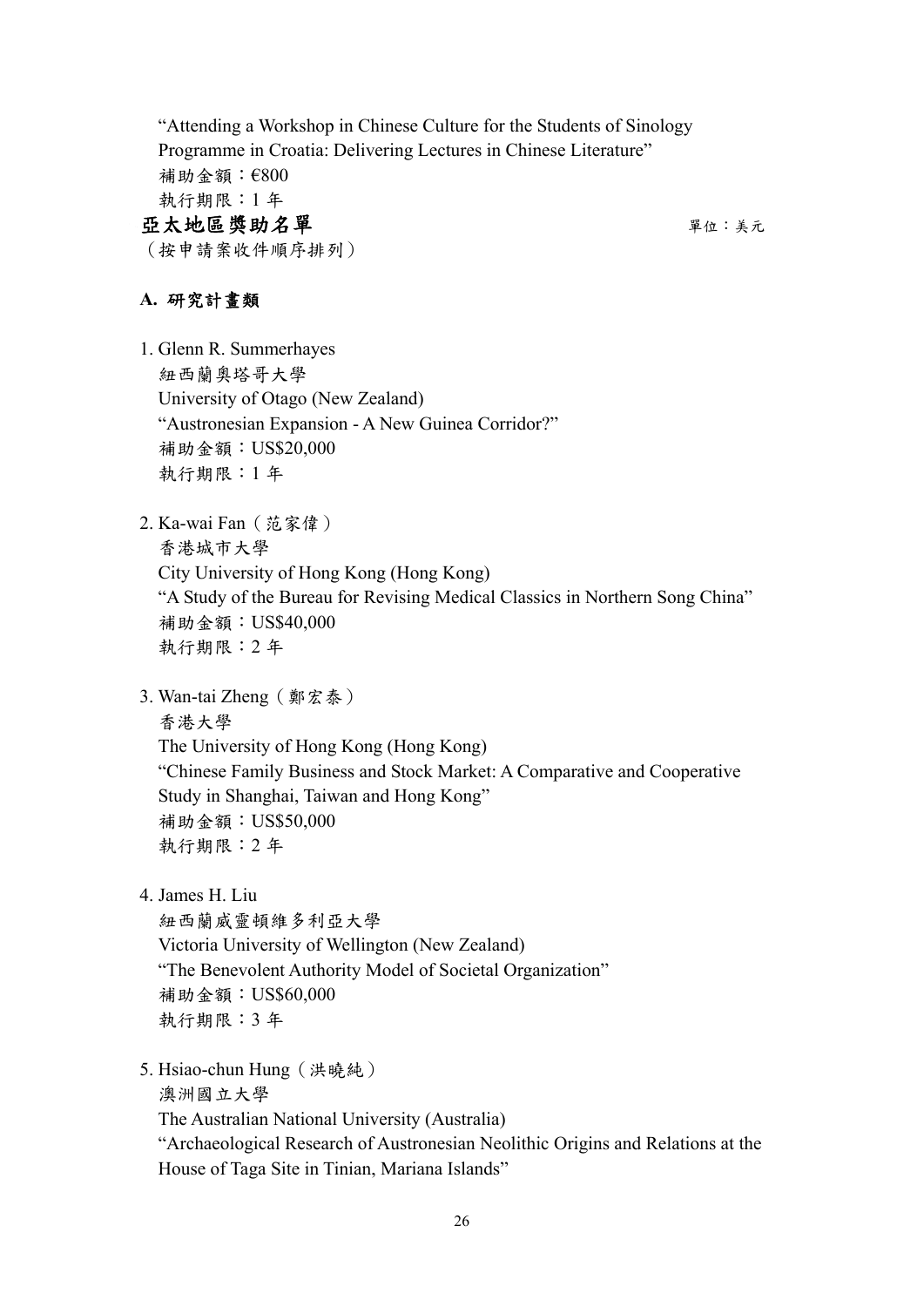"Attending a Workshop in Chinese Culture for the Students of Sinology Programme in Croatia: Delivering Lectures in Chinese Literature"
補助金額：€800
執行期限：1 年

## 亞太地區獎助名單

單位：美元

（按申請案收件順序排列）

### A. 研究計畫類

1. Glenn R. Summerhayes
   紐西蘭奧塔哥大學
   University of Otago (New Zealand)
   "Austronesian Expansion - A New Guinea Corridor?"
   補助金額：US$20,000
   執行期限：1 年

2. Ka-wai Fan（范家偉）
   香港城市大學
   City University of Hong Kong (Hong Kong)
   "A Study of the Bureau for Revising Medical Classics in Northern Song China"
   補助金額：US$40,000
   執行期限：2 年

3. Wan-tai Zheng（鄭宏泰）
   香港大學
   The University of Hong Kong (Hong Kong)
   "Chinese Family Business and Stock Market: A Comparative and Cooperative Study in Shanghai, Taiwan and Hong Kong"
   補助金額：US$50,000
   執行期限：2 年

4. James H. Liu
   紐西蘭威靈頓維多利亞大學
   Victoria University of Wellington (New Zealand)
   "The Benevolent Authority Model of Societal Organization"
   補助金額：US$60,000
   執行期限：3 年

5. Hsiao-chun Hung（洪曉純）
   澳洲國立大學
   The Australian National University (Australia)
   "Archaeological Research of Austronesian Neolithic Origins and Relations at the House of Taga Site in Tinian, Mariana Islands"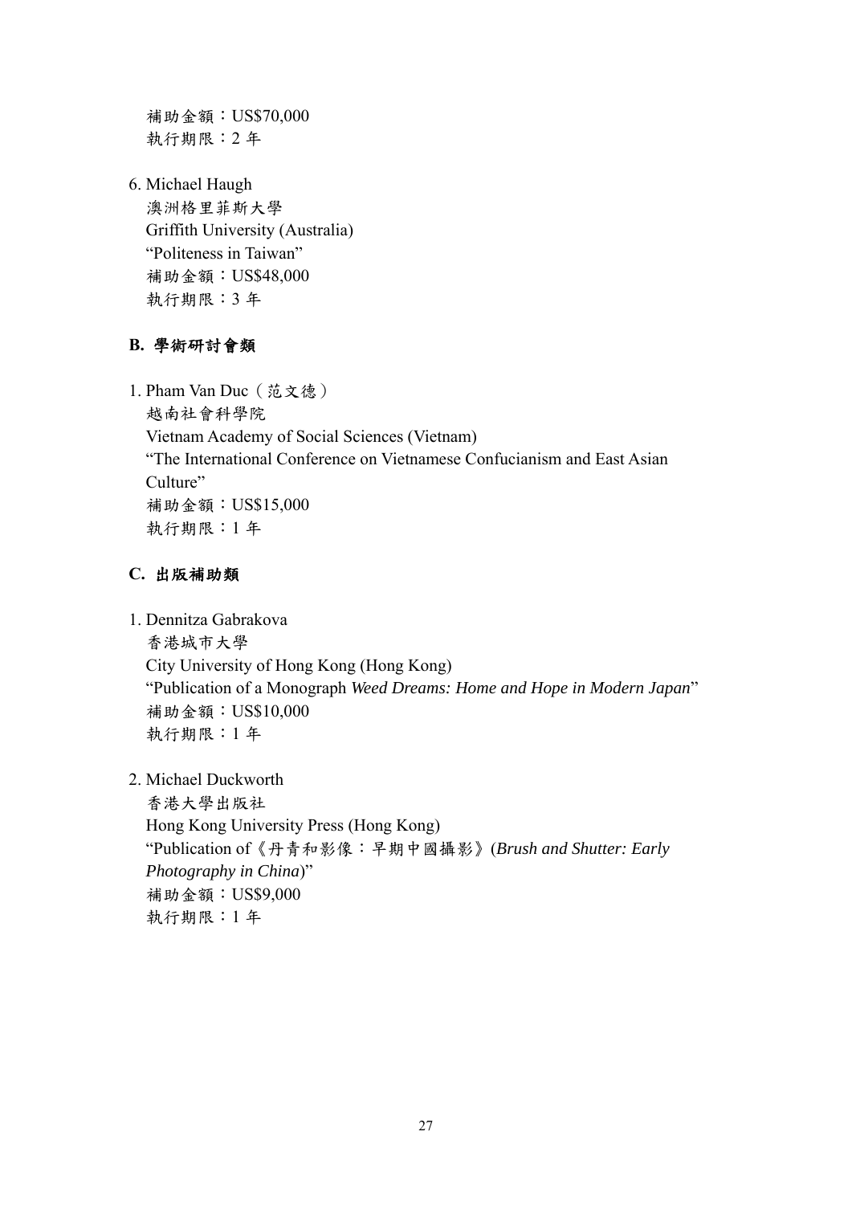補助金額：US$70,000
執行期限：2 年

6. Michael Haugh
   澳洲格里菲斯大學
   Griffith University (Australia)
   "Politeness in Taiwan"
   補助金額：US$48,000
   執行期限：3 年

### B. 學術研討會類

1. Pham Van Duc（范文德）
   越南社會科學院
   Vietnam Academy of Social Sciences (Vietnam)
   "The International Conference on Vietnamese Confucianism and East Asian Culture"
   補助金額：US$15,000
   執行期限：1 年

### C. 出版補助類

1. Dennitza Gabrakova
   香港城市大學
   City University of Hong Kong (Hong Kong)
   "Publication of a Monograph *Weed Dreams: Home and Hope in Modern Japan*"
   補助金額：US$10,000
   執行期限：1 年

2. Michael Duckworth
   香港大學出版社
   Hong Kong University Press (Hong Kong)
   "Publication of《丹青和影像：早期中國攝影》(*Brush and Shutter: Early Photography in China*)"
   補助金額：US$9,000
   執行期限：1 年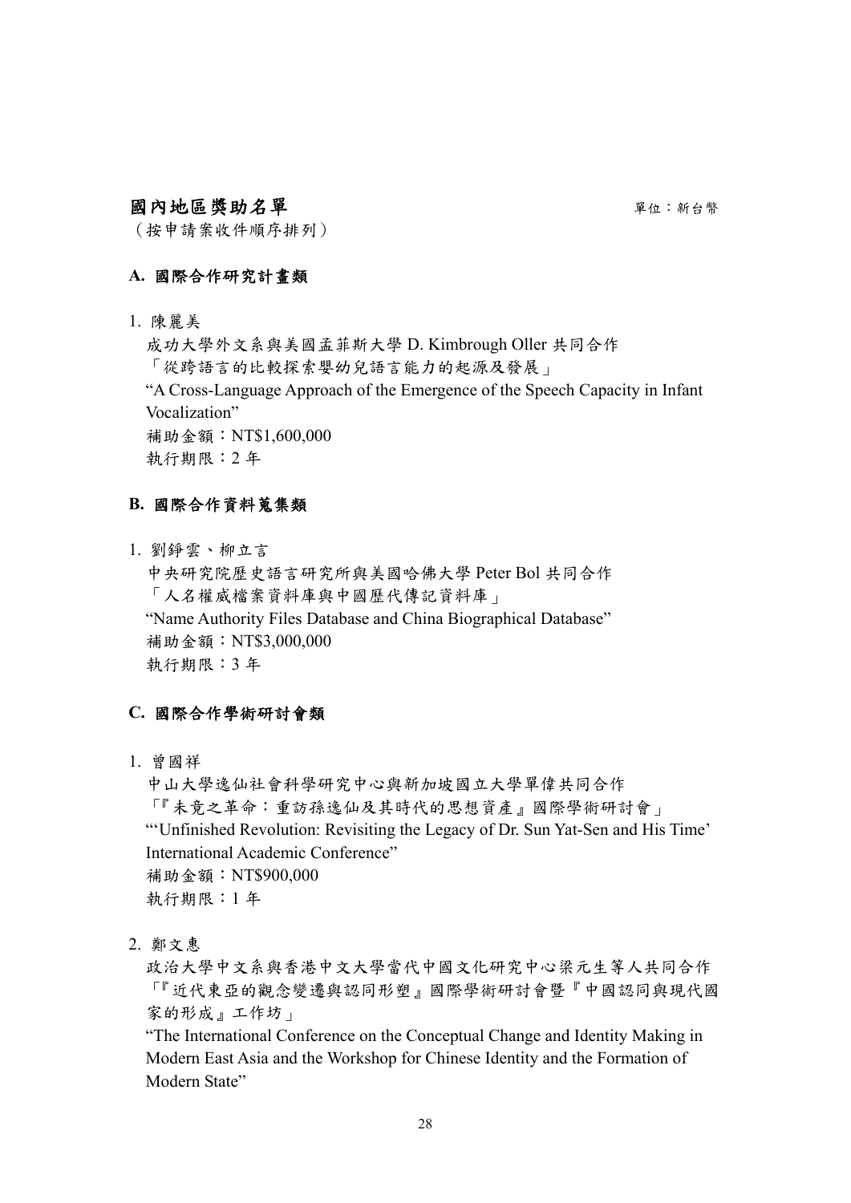## 國內地區獎助名單

單位：新台幣

（按申請案收件順序排列）

### A. 國際合作研究計畫類

1. 陳麗美

   成功大學外文系與美國孟菲斯大學 D. Kimbrough Oller 共同合作

   「從跨語言的比較探索嬰幼兒語言能力的起源及發展」

   “A Cross-Language Approach of the Emergence of the Speech Capacity in Infant Vocalization”

   補助金額：NT$1,600,000

   執行期限：2 年

### B. 國際合作資料蒐集類

1. 劉錚雲、柳立言

   中央研究院歷史語言研究所與美國哈佛大學 Peter Bol 共同合作

   「人名權威檔案資料庫與中國歷代傳記資料庫」

   “Name Authority Files Database and China Biographical Database”

   補助金額：NT$3,000,000

   執行期限：3 年

### C. 國際合作學術研討會類

1. 曾國祥

   中山大學逸仙社會科學研究中心與新加坡國立大學單偉共同合作

   「『未竟之革命：重訪孫逸仙及其時代的思想資產』國際學術研討會」

   “‘Unfinished Revolution: Revisiting the Legacy of Dr. Sun Yat-Sen and His Time’ International Academic Conference”

   補助金額：NT$900,000

   執行期限：1 年

2. 鄭文惠

   政治大學中文系與香港中文大學當代中國文化研究中心梁元生等人共同合作

   「『近代東亞的觀念變遷與認同形塑』國際學術研討會暨『中國認同與現代國家的形成』工作坊」

   “The International Conference on the Conceptual Change and Identity Making in Modern East Asia and the Workshop for Chinese Identity and the Formation of Modern State”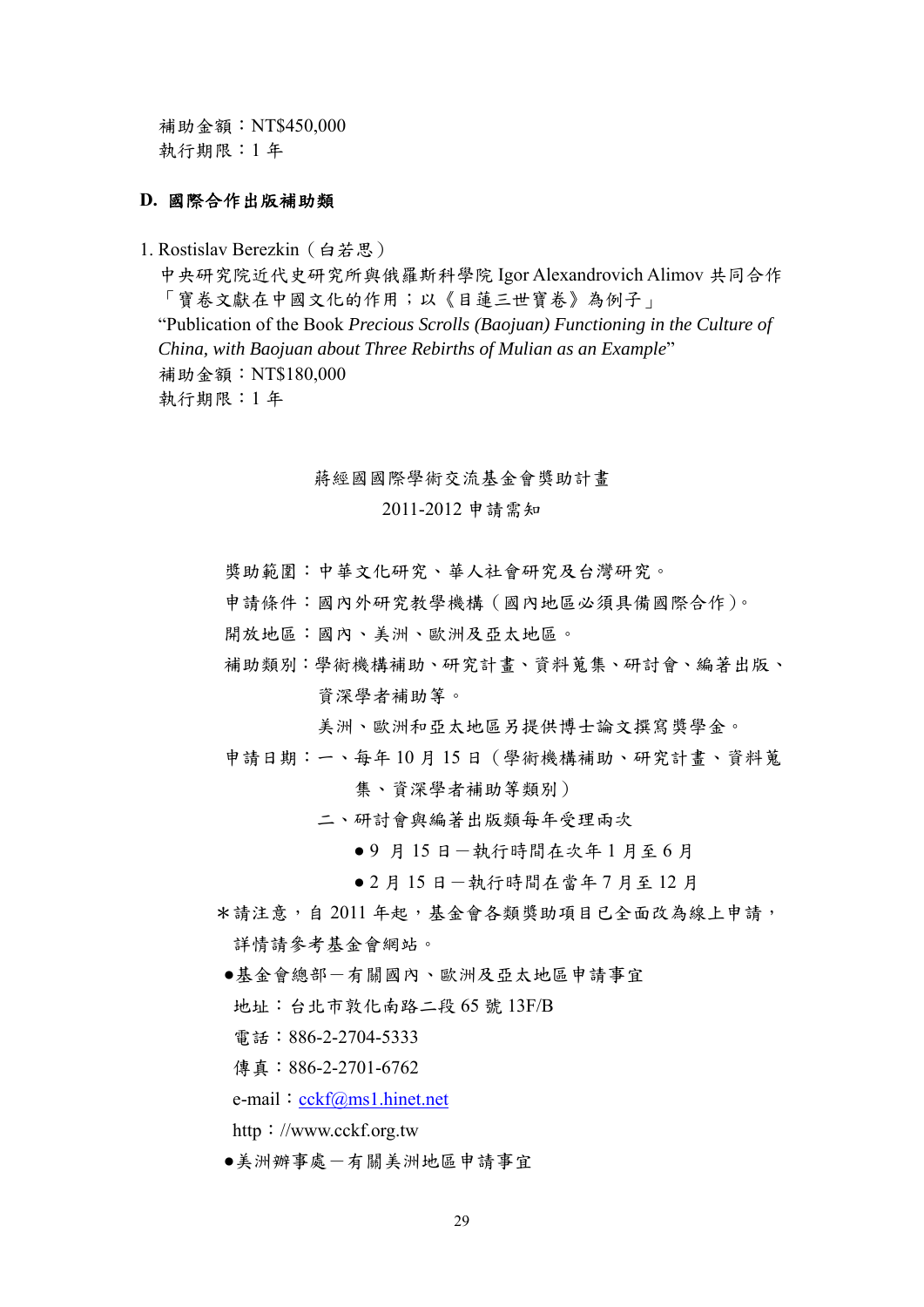補助金額：NT$450,000  
執行期限：1 年

### D. 國際合作出版補助類

1. Rostislav Berezkin（白若思）  
中央研究院近代史研究所與俄羅斯科學院 Igor Alexandrovich Alimov 共同合作  
「寶卷文獻在中國文化的作用；以《目蓮三世寶卷》為例子」  
"Publication of the Book *Precious Scrolls (Baojuan) Functioning in the Culture of China, with Baojuan about Three Rebirths of Mulian as an Example*"  
補助金額：NT$180,000  
執行期限：1 年

## 蔣經國國際學術交流基金會獎助計畫
## 2011-2012 申請需知

獎助範圍：中華文化研究、華人社會研究及台灣研究。

申請條件：國內外研究教學機構（國內地區必須具備國際合作）。

開放地區：國內、美洲、歐洲及亞太地區。

補助類別：學術機構補助、研究計畫、資料蒐集、研討會、編著出版、資深學者補助等。

美洲、歐洲和亞太地區另提供博士論文撰寫獎學金。

申請日期：一、每年 10 月 15 日（學術機構補助、研究計畫、資料蒐集、資深學者補助等類別）

二、研討會與編著出版類每年受理兩次

- 9 月 15 日－執行時間在次年 1 月至 6 月
- 2 月 15 日－執行時間在當年 7 月至 12 月

*請注意，自 2011 年起，基金會各類獎助項目已全面改為線上申請，詳情請參考基金會網站。

- 基金會總部－有關國內、歐洲及亞太地區申請事宜

地址：台北市敦化南路二段 65 號 13F/B  
電話：886-2-2704-5333  
傳真：886-2-2701-6762  
e-mail：cckf@ms1.hinet.net  
http：//www.cckf.org.tw

- 美洲辦事處－有關美洲地區申請事宜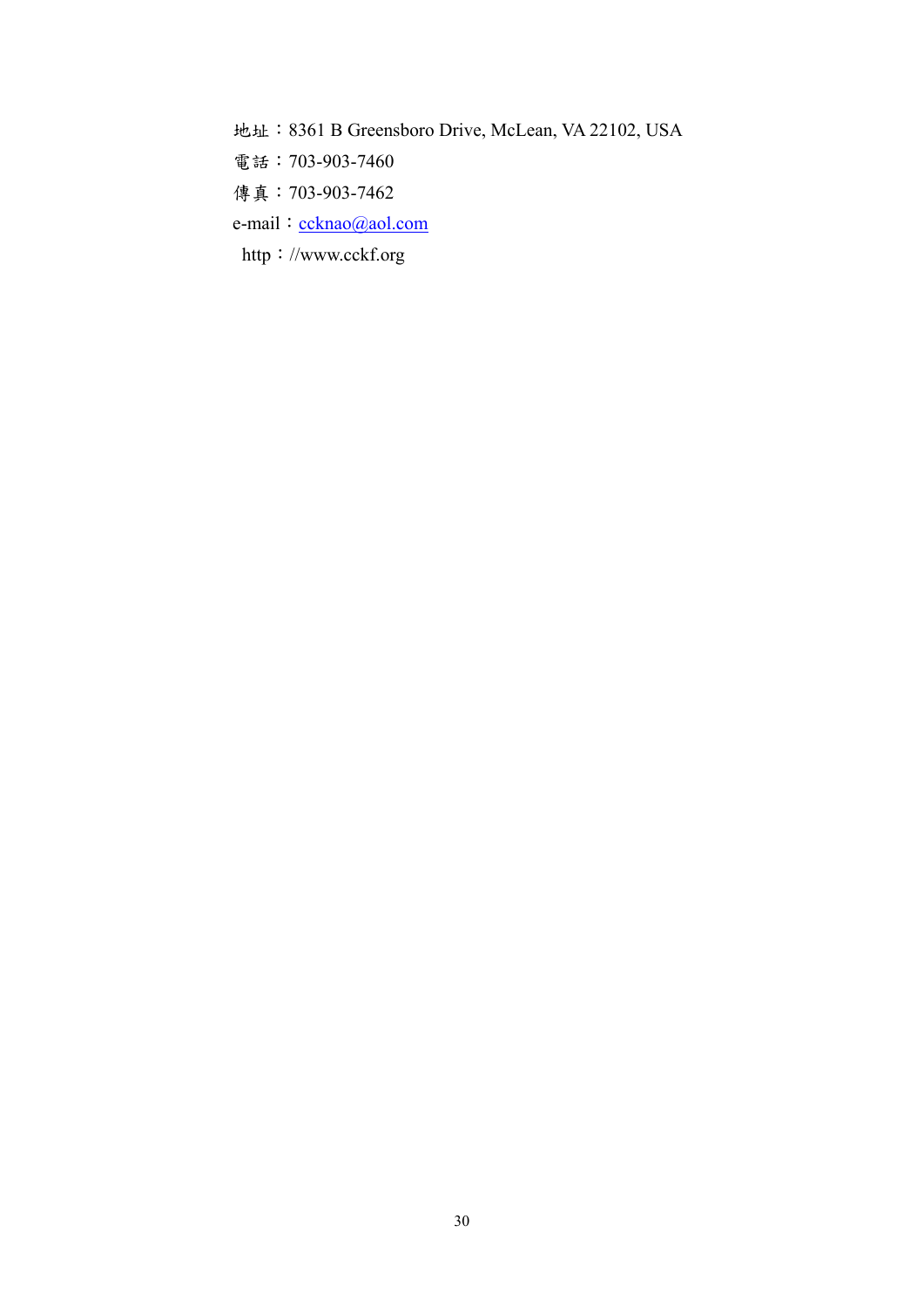地址：8361 B Greensboro Drive, McLean, VA 22102, USA

電話：703-903-7460

傳真：703-903-7462

e-mail：ccknao@aol.com

http：//www.cckf.org